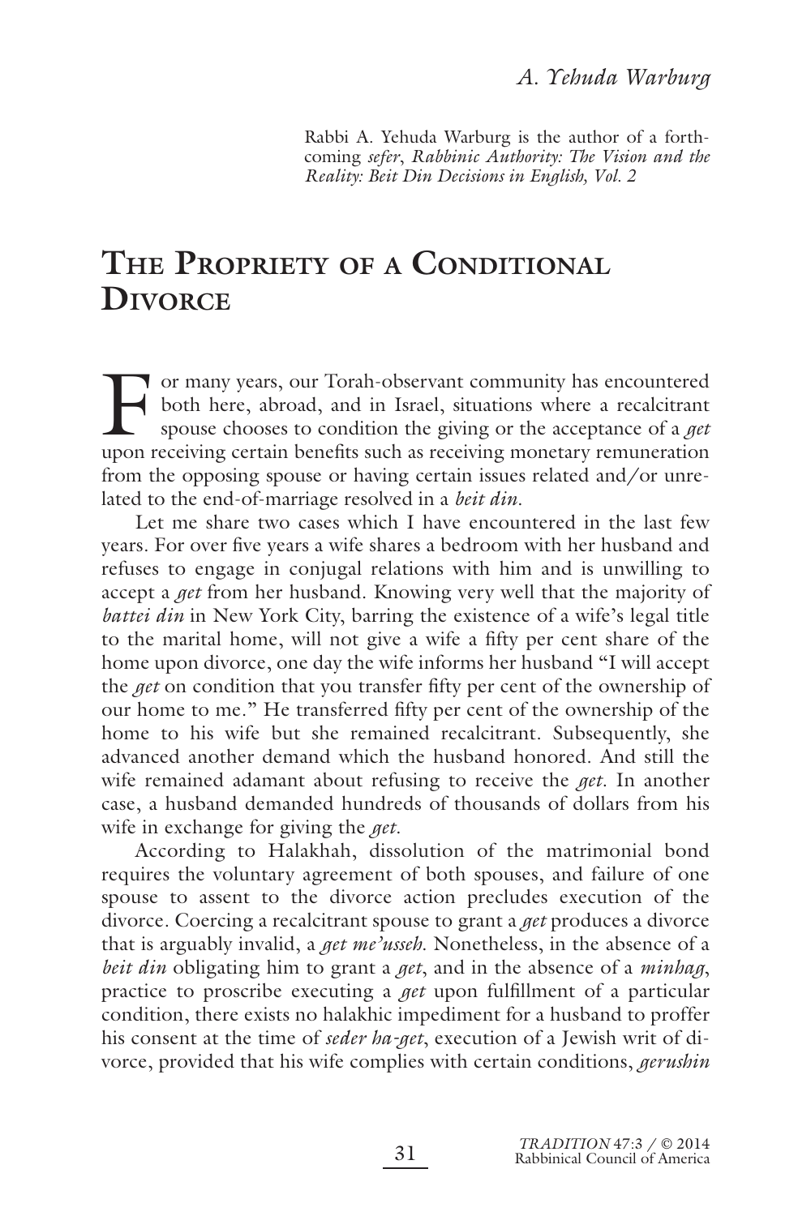*A. Yehuda Warburg*

Rabbi A. Yehuda Warburg is the author of a forthcoming *sefer*, *Rabbinic Authority: The Vision and the Reality: Beit Din Decisions in English, Vol. 2*

# The Propriety of a Conditional Divorce

For many years, our Torah-observant community has encountered both here, abroad, and in Israel, situations where a recalcitrant spouse chooses to condition the giving or the acceptance of a *get* upon receiving certain benefits such as receiving monetary remuneration from the opposing spouse or having certain issues related and/or unrelated to the end-of-marriage resolved in a *beit din*.

Let me share two cases which I have encountered in the last few years. For over five years a wife shares a bedroom with her husband and refuses to engage in conjugal relations with him and is unwilling to accept a *get* from her husband. Knowing very well that the majority of *battei din* in New York City, barring the existence of a wife's legal title to the marital home, will not give a wife a fifty per cent share of the home upon divorce, one day the wife informs her husband "I will accept the *get* on condition that you transfer fifty per cent of the ownership of our home to me." He transferred fifty per cent of the ownership of the home to his wife but she remained recalcitrant. Subsequently, she advanced another demand which the husband honored. And still the wife remained adamant about refusing to receive the *get*. In another case, a husband demanded hundreds of thousands of dollars from his wife in exchange for giving the *get*.

According to Halakhah, dissolution of the matrimonial bond requires the voluntary agreement of both spouses, and failure of one spouse to assent to the divorce action precludes execution of the divorce. Coercing a recalcitrant spouse to grant a *get* produces a divorce that is arguably invalid, a *get me'usseh*. Nonetheless, in the absence of a *beit din* obligating him to grant a *get*, and in the absence of a *minhag*, practice to proscribe executing a *get* upon fulfillment of a particular condition, there exists no halakhic impediment for a husband to proffer his consent at the time of *seder ha-get*, execution of a Jewish writ of divorce, provided that his wife complies with certain conditions, *gerushin*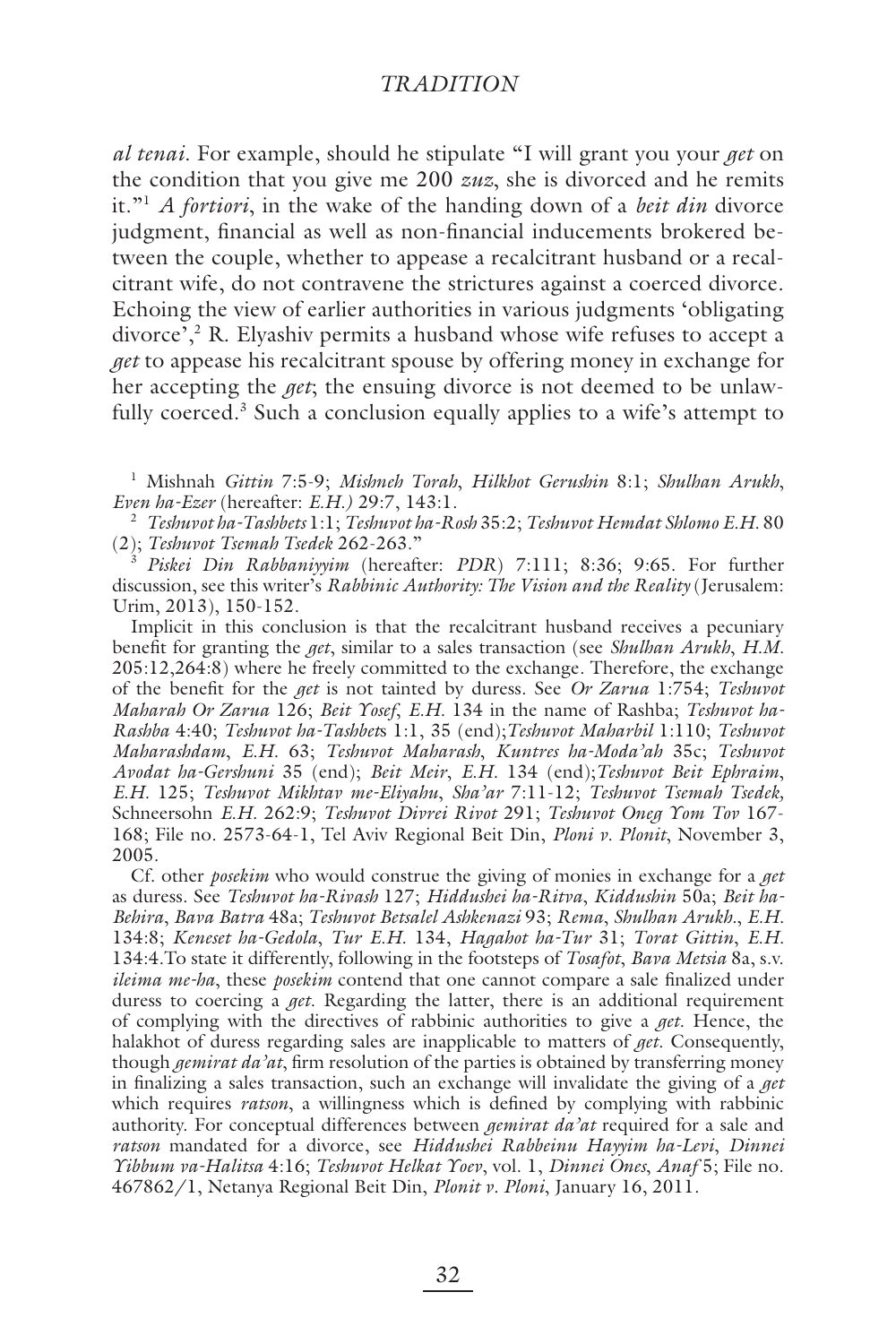*al tenai*. For example, should he stipulate "I will grant you your *get* on the condition that you give me 200 *zuz*, she is divorced and he remits it."[1] *A fortiori*, in the wake of the handing down of a *beit din* divorce judgment, financial as well as non-financial inducements brokered between the couple, whether to appease a recalcitrant husband or a recalcitrant wife, do not contravene the strictures against a coerced divorce. Echoing the view of earlier authorities in various judgments 'obligating divorce',[2] R. Elyashiv permits a husband whose wife refuses to accept a *get* to appease his recalcitrant spouse by offering money in exchange for her accepting the *get*; the ensuing divorce is not deemed to be unlawfully coerced.[3] Such a conclusion equally applies to a wife's attempt to

[1] Mishnah *Gittin* 7:5-9; *Mishneh Torah*, *Hilkhot Gerushin* 8:1; *Shulhan Arukh*, *Even ha-Ezer* (hereafter: *E.H.*) 29:7, 143:1.

[2] *Teshuvot ha-Tashbets* 1:1; *Teshuvot ha-Rosh* 35:2; *Teshuvot Hemdat Shlomo E.H.* 80 (2); *Teshuvot Tsemah Tsedek* 262-263."

[3] *Piskei Din Rabbaniyyim* (hereafter: *PDR*) 7:111; 8:36; 9:65. For further discussion, see this writer's *Rabbinic Authority: The Vision and the Reality* (Jerusalem: Urim, 2013), 150-152.

Implicit in this conclusion is that the recalcitrant husband receives a pecuniary benefit for granting the *get*, similar to a sales transaction (see *Shulhan Arukh*, *H.M.* 205:12,264:8) where he freely committed to the exchange. Therefore, the exchange of the benefit for the *get* is not tainted by duress. See *Or Zarua* 1:754; *Teshuvot Maharah Or Zarua* 126; *Beit Yosef*, *E.H.* 134 in the name of Rashba; *Teshuvot ha-Rashba* 4:40; *Teshuvot ha-Tashbets* 1:1, 35 (end);*Teshuvot Maharbil* 1:110; *Teshuvot Maharashdam*, *E.H.* 63; *Teshuvot Maharash*, *Kuntres ha-Moda'ah* 35c; *Teshuvot Avodat ha-Gershuni* 35 (end); *Beit Meir*, *E.H.* 134 (end);*Teshuvot Beit Ephraim*, *E.H.* 125; *Teshuvot Mikhtav me-Eliyahu*, *Sha'ar* 7:11-12; *Teshuvot Tsemah Tsedek,* Schneersohn *E.H.* 262:9; *Teshuvot Divrei Rivot* 291; *Teshuvot Oneg Yom Tov* 167-168; File no. 2573-64-1, Tel Aviv Regional Beit Din, *Ploni v. Plonit*, November 3, 2005.

Cf. other *posekim* who would construe the giving of monies in exchange for a *get* as duress. See *Teshuvot ha-Rivash* 127; *Hiddushei ha-Ritva*, *Kiddushin* 50a; *Beit ha-Behira*, *Bava Batra* 48a; *Teshuvot Betsalel Ashkenazi* 93; *Rema*, *Shulhan Arukh*., *E.H.* 134:8; *Keneset ha-Gedola*, *Tur E.H.* 134, *Hagahot ha-Tur* 31; *Torat Gittin*, *E.H.* 134:4.To state it differently, following in the footsteps of *Tosafot*, *Bava Metsia* 8a, s.v. *ileima me-ha*, these *posekim* contend that one cannot compare a sale finalized under duress to coercing a *get*. Regarding the latter, there is an additional requirement of complying with the directives of rabbinic authorities to give a *get*. Hence, the halakhot of duress regarding sales are inapplicable to matters of *get*. Consequently, though *gemirat da'at*, firm resolution of the parties is obtained by transferring money in finalizing a sales transaction, such an exchange will invalidate the giving of a *get* which requires *ratson*, a willingness which is defined by complying with rabbinic authority. For conceptual differences between *gemirat da'at* required for a sale and *ratson* mandated for a divorce, see *Hiddushei Rabbeinu Hayyim ha-Levi*, *Dinnei Yibbum va-Halitsa* 4:16; *Teshuvot Helkat Yoev*, vol. 1, *Dinnei Ones*, *Anaf* 5; File no. 467862/1, Netanya Regional Beit Din, *Plonit v. Ploni*, January 16, 2011.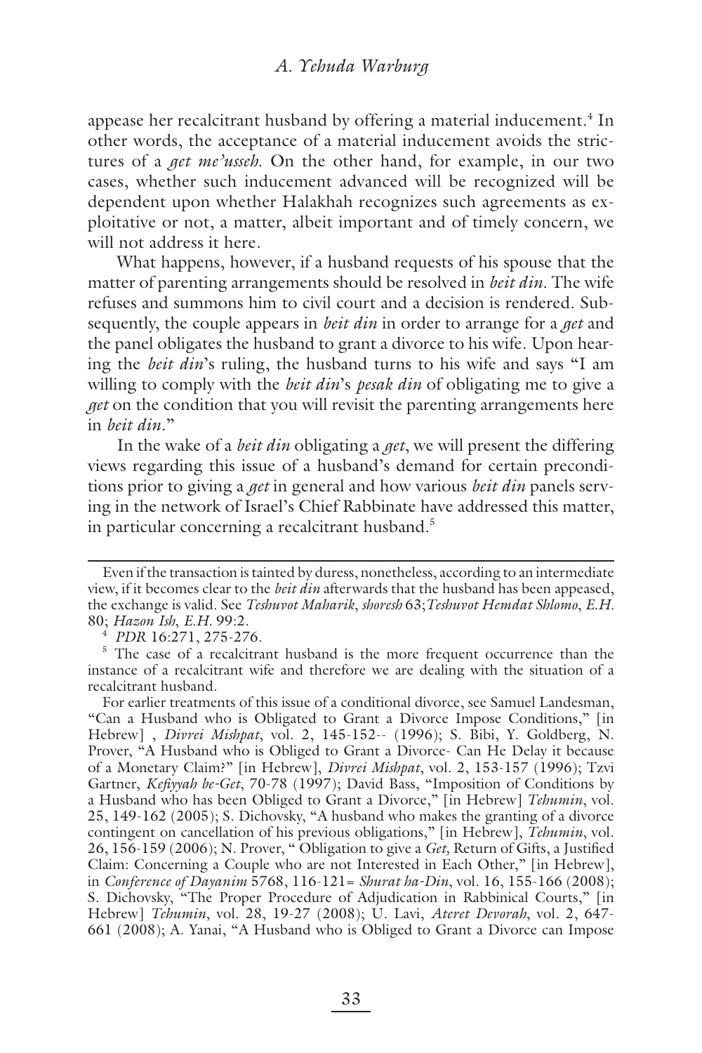appease her recalcitrant husband by offering a material inducement.[4] In other words, the acceptance of a material inducement avoids the strictures of a *get me'usseh.* On the other hand, for example, in our two cases, whether such inducement advanced will be recognized will be dependent upon whether Halakhah recognizes such agreements as exploitative or not, a matter, albeit important and of timely concern, we will not address it here.

What happens, however, if a husband requests of his spouse that the matter of parenting arrangements should be resolved in *beit din*. The wife refuses and summons him to civil court and a decision is rendered. Subsequently, the couple appears in *beit din* in order to arrange for a *get* and the panel obligates the husband to grant a divorce to his wife. Upon hearing the *beit din*'s ruling, the husband turns to his wife and says "I am willing to comply with the *beit din*'s *pesak din* of obligating me to give a *get* on the condition that you will revisit the parenting arrangements here in *beit din*."

In the wake of a *beit din* obligating a *get*, we will present the differing views regarding this issue of a husband's demand for certain preconditions prior to giving a *get* in general and how various *beit din* panels serving in the network of Israel's Chief Rabbinate have addressed this matter, in particular concerning a recalcitrant husband.[5]

---

Even if the transaction is tainted by duress, nonetheless, according to an intermediate view, if it becomes clear to the *beit din* afterwards that the husband has been appeased, the exchange is valid. See *Teshuvot Maharik*, *shoresh* 63; *Teshuvot Hemdat Shlomo*, *E.H.* 80; *Hazon Ish*, *E.H.* 99:2.

[4] *PDR* 16:271, 275-276.

[5] The case of a recalcitrant husband is the more frequent occurrence than the instance of a recalcitrant wife and therefore we are dealing with the situation of a recalcitrant husband.

For earlier treatments of this issue of a conditional divorce, see Samuel Landesman, "Can a Husband who is Obligated to Grant a Divorce Impose Conditions," [in Hebrew] , *Divrei Mishpat*, vol. 2, 145-152-- (1996); S. Bibi, Y. Goldberg, N. Prover, "A Husband who is Obliged to Grant a Divorce- Can He Delay it because of a Monetary Claim?" [in Hebrew], *Divrei Mishpat*, vol. 2, 153-157 (1996); Tzvi Gartner, *Kefiyyah be-Get*, 70-78 (1997); David Bass, "Imposition of Conditions by a Husband who has been Obliged to Grant a Divorce," [in Hebrew] *Tehumin*, vol. 25, 149-162 (2005); S. Dichovsky, "A husband who makes the granting of a divorce contingent on cancellation of his previous obligations," [in Hebrew], *Tehumin*, vol. 26, 156-159 (2006); N. Prover, " Obligation to give a *Get,* Return of Gifts, a Justified Claim: Concerning a Couple who are not Interested in Each Other," [in Hebrew], in *Conference of Dayanim* 5768, 116-121= *Shurat ha-Din*, vol. 16, 155-166 (2008); S. Dichovsky, "The Proper Procedure of Adjudication in Rabbinical Courts," [in Hebrew] *Tehumin*, vol. 28, 19-27 (2008); U. Lavi, *Ateret Devorah*, vol. 2, 647-661 (2008); A. Yanai, "A Husband who is Obliged to Grant a Divorce can Impose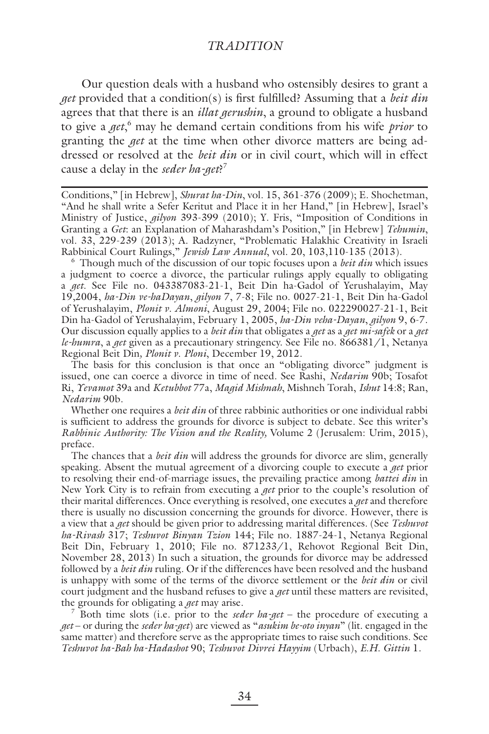Our question deals with a husband who ostensibly desires to grant a *get* provided that a condition(s) is first fulfilled? Assuming that a *beit din* agrees that that there is an *illat gerushin*, a ground to obligate a husband to give a *get*,[6] may he demand certain conditions from his wife *prior* to granting the *get* at the time when other divorce matters are being addressed or resolved at the *beit din* or in civil court, which will in effect cause a delay in the *seder ha-get*?[7]

---

Conditions," [in Hebrew], *Shurat ha-Din*, vol. 15, 361-376 (2009); E. Shochetman, "And he shall write a Sefer Keritut and Place it in her Hand," [in Hebrew], Israel's Ministry of Justice, *gilyon* 393-399 (2010); Y. Fris, "Imposition of Conditions in Granting a *Get*: an Explanation of Maharashdam's Position," [in Hebrew] *Tehumin*, vol. 33, 229-239 (2013); A. Radzyner, "Problematic Halakhic Creativity in Israeli Rabbinical Court Rulings," *Jewish Law Annual*, vol. 20, 103,110-135 (2013).

[6] Though much of the discussion of our topic focuses upon a *beit din* which issues a judgment to coerce a divorce, the particular rulings apply equally to obligating a *get*. See File no. 043387083-21-1, Beit Din ha-Gadol of Yerushalayim, May 19,2004, *ha-Din ve-haDayan*, *gilyon* 7, 7-8; File no. 0027-21-1, Beit Din ha-Gadol of Yerushalayim, *Plonit v. Almoni*, August 29, 2004; File no. 022290027-21-1, Beit Din ha-Gadol of Yerushalayim, February 1, 2005, *ha-Din veha-Dayan*, *gilyon* 9, 6-7. Our discussion equally applies to a *beit din* that obligates a *get* as a *get mi-safek* or a *get le-humra*, a *get* given as a precautionary stringency. See File no. 866381/1, Netanya Regional Beit Din, *Plonit v. Ploni*, December 19, 2012.

The basis for this conclusion is that once an "obligating divorce" judgment is issued, one can coerce a divorce in time of need. See Rashi, *Nedarim* 90b; Tosafot Ri, *Yevamot* 39a and *Ketubbot* 77a, *Magid Mishnah*, Mishneh Torah, *Ishut* 14:8; Ran, *Nedarim* 90b.

Whether one requires a *beit din* of three rabbinic authorities or one individual rabbi is sufficient to address the grounds for divorce is subject to debate. See this writer's *Rabbinic Authority: The Vision and the Reality*, Volume 2 (Jerusalem: Urim, 2015), preface.

The chances that a *beit din* will address the grounds for divorce are slim, generally speaking. Absent the mutual agreement of a divorcing couple to execute a *get* prior to resolving their end-of-marriage issues, the prevailing practice among *battei din* in New York City is to refrain from executing a *get* prior to the couple's resolution of their marital differences. Once everything is resolved, one executes a *get* and therefore there is usually no discussion concerning the grounds for divorce. However, there is a view that a *get* should be given prior to addressing marital differences. (See *Teshuvot ha-Rivash* 317; *Teshuvot Binyan Tzion* 144; File no. 1887-24-1, Netanya Regional Beit Din, February 1, 2010; File no. 871233/1, Rehovot Regional Beit Din, November 28, 2013) In such a situation, the grounds for divorce may be addressed followed by a *beit din* ruling. Or if the differences have been resolved and the husband is unhappy with some of the terms of the divorce settlement or the *beit din* or civil court judgment and the husband refuses to give a *get* until these matters are revisited, the grounds for obligating a *get* may arise.

[7] Both time slots (i.e. prior to the *seder ha-get* – the procedure of executing a *get* – or during the *seder ha-get*) are viewed as "*asukim be-oto inyan*" (lit. engaged in the same matter) and therefore serve as the appropriate times to raise such conditions. See *Teshuvot ha-Bah ha-Hadashot* 90; *Teshuvot Divrei Hayyim* (Urbach), *E.H. Gittin* 1.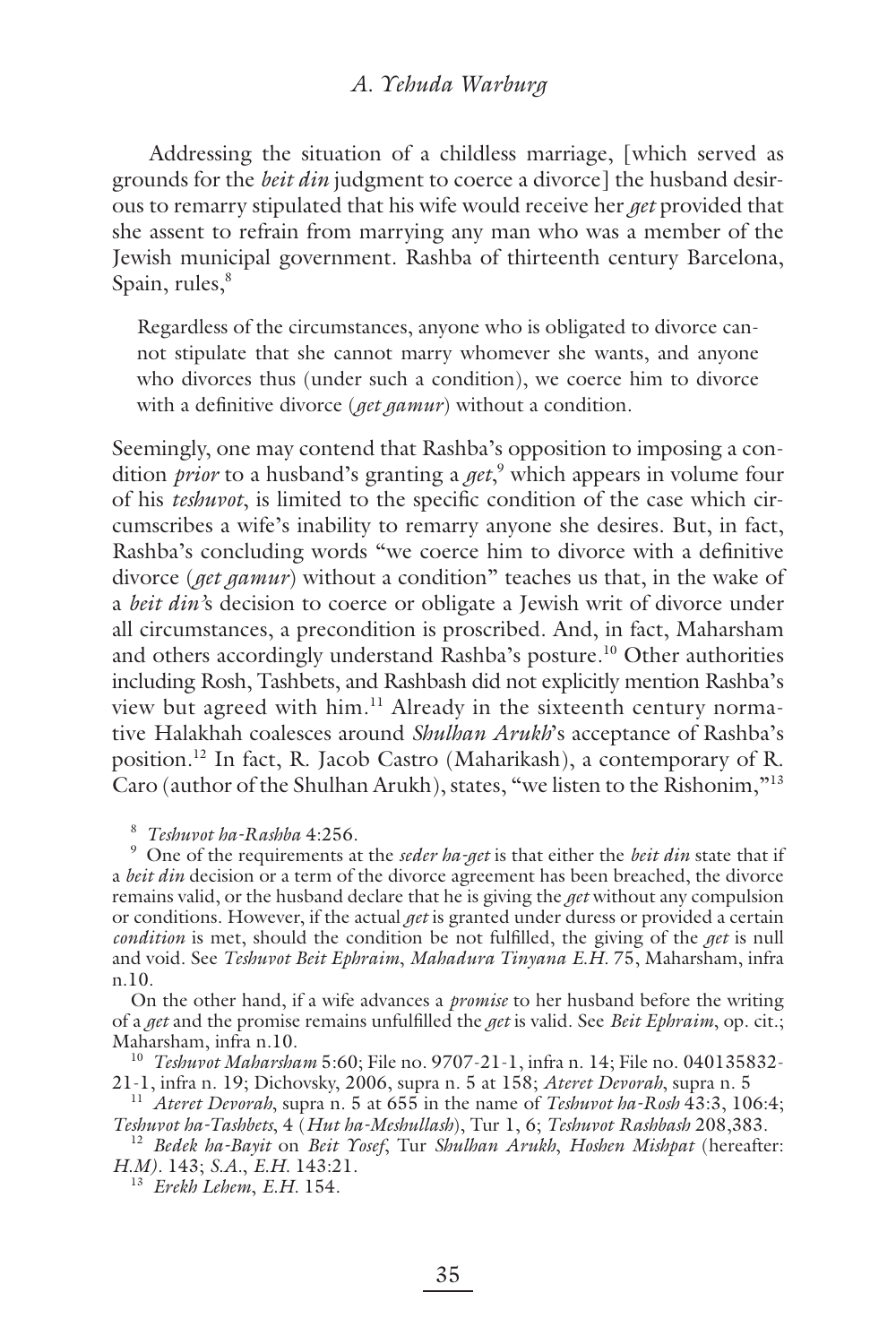Addressing the situation of a childless marriage, [which served as grounds for the *beit din* judgment to coerce a divorce] the husband desirous to remarry stipulated that his wife would receive her *get* provided that she assent to refrain from marrying any man who was a member of the Jewish municipal government. Rashba of thirteenth century Barcelona, Spain, rules,[8]

> Regardless of the circumstances, anyone who is obligated to divorce cannot stipulate that she cannot marry whomever she wants, and anyone who divorces thus (under such a condition), we coerce him to divorce with a definitive divorce (*get gamur*) without a condition.

Seemingly, one may contend that Rashba's opposition to imposing a condition *prior* to a husband's granting a *get*,[9] which appears in volume four of his *teshuvot*, is limited to the specific condition of the case which circumscribes a wife's inability to remarry anyone she desires. But, in fact, Rashba's concluding words "we coerce him to divorce with a definitive divorce (*get gamur*) without a condition" teaches us that, in the wake of a *beit din'*s decision to coerce or obligate a Jewish writ of divorce under all circumstances, a precondition is proscribed. And, in fact, Maharsham and others accordingly understand Rashba's posture.[10] Other authorities including Rosh, Tashbets, and Rashbash did not explicitly mention Rashba's view but agreed with him.[11] Already in the sixteenth century normative Halakhah coalesces around *Shulhan Arukh*'s acceptance of Rashba's position.[12] In fact, R. Jacob Castro (Maharikash), a contemporary of R. Caro (author of the Shulhan Arukh), states, "we listen to the Rishonim,"[13]

---

[8] *Teshuvot ha-Rashba* 4:256.

[9] One of the requirements at the *seder ha-get* is that either the *beit din* state that if a *beit din* decision or a term of the divorce agreement has been breached, the divorce remains valid, or the husband declare that he is giving the *get* without any compulsion or conditions. However, if the actual *get* is granted under duress or provided a certain *condition* is met, should the condition be not fulfilled, the giving of the *get* is null and void. See *Teshuvot Beit Ephraim*, *Mahadura Tinyana E.H.* 75, Maharsham, infra n.10.

On the other hand, if a wife advances a *promise* to her husband before the writing of a *get* and the promise remains unfulfilled the *get* is valid. See *Beit Ephraim*, op. cit.; Maharsham, infra n.10.

[10] *Teshuvot Maharsham* 5:60; File no. 9707-21-1, infra n. 14; File no. 040135832-21-1, infra n. 19; Dichovsky, 2006, supra n. 5 at 158; *Ateret Devorah*, supra n. 5

[11] *Ateret Devorah*, supra n. 5 at 655 in the name of *Teshuvot ha-Rosh* 43:3, 106:4; *Teshuvot ha-Tashbets*, 4 (*Hut ha-Meshullash*), Tur 1, 6; *Teshuvot Rashbash* 208,383.

[12] *Bedek ha-Bayit* on *Beit Yosef*, Tur *Shulhan Arukh*, *Hoshen Mishpat* (hereafter: *H.M)*. 143; *S.A.*, *E.H.* 143:21.

[13] *Erekh Lehem*, *E.H.* 154.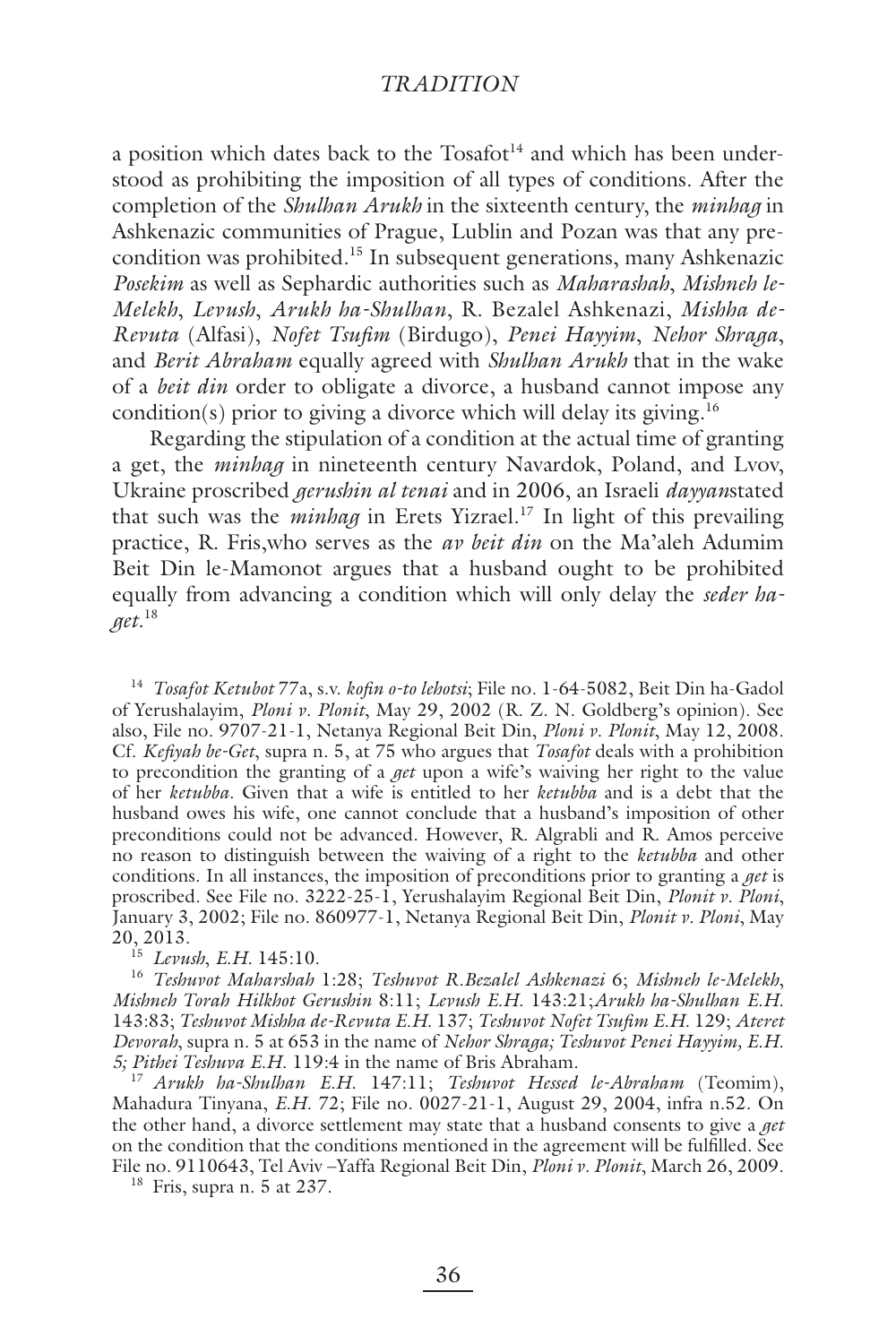a position which dates back to the Tosafot[14] and which has been understood as prohibiting the imposition of all types of conditions. After the completion of the *Shulhan Arukh* in the sixteenth century, the *minhag* in Ashkenazic communities of Prague, Lublin and Pozan was that any precondition was prohibited.[15] In subsequent generations, many Ashkenazic *Posekim* as well as Sephardic authorities such as *Maharashah*, *Mishneh le-Melekh*, *Levush*, *Arukh ha-Shulhan*, R. Bezalel Ashkenazi, *Mishha de-Revuta* (Alfasi), *Nofet Tsufim* (Birdugo), *Penei Hayyim*, *Nehor Shraga*, and *Berit Abraham* equally agreed with *Shulhan Arukh* that in the wake of a *beit din* order to obligate a divorce, a husband cannot impose any condition(s) prior to giving a divorce which will delay its giving.[16]

Regarding the stipulation of a condition at the actual time of granting a get, the *minhag* in nineteenth century Navardok, Poland, and Lvov, Ukraine proscribed *gerushin al tenai* and in 2006, an Israeli *dayyan*stated that such was the *minhag* in Erets Yizrael.[17] In light of this prevailing practice, R. Fris,who serves as the *av beit din* on the Ma'aleh Adumim Beit Din le-Mamonot argues that a husband ought to be prohibited equally from advancing a condition which will only delay the *seder ha-get*.[18]

[14] *Tosafot Ketubot* 77a, s.v. *kofin o-to lehotsi*; File no. 1-64-5082, Beit Din ha-Gadol of Yerushalayim, *Ploni v. Plonit*, May 29, 2002 (R. Z. N. Goldberg's opinion). See also, File no. 9707-21-1, Netanya Regional Beit Din, *Ploni v. Plonit*, May 12, 2008. Cf. *Kefiyah be-Get*, supra n. 5, at 75 who argues that *Tosafot* deals with a prohibition to precondition the granting of a *get* upon a wife's waiving her right to the value of her *ketubba*. Given that a wife is entitled to her *ketubba* and is a debt that the husband owes his wife, one cannot conclude that a husband's imposition of other preconditions could not be advanced. However, R. Algrabli and R. Amos perceive no reason to distinguish between the waiving of a right to the *ketubba* and other conditions. In all instances, the imposition of preconditions prior to granting a *get* is proscribed. See File no. 3222-25-1, Yerushalayim Regional Beit Din, *Plonit v. Ploni*, January 3, 2002; File no. 860977-1, Netanya Regional Beit Din, *Plonit v. Ploni*, May 20, 2013.

[15] *Levush*, *E.H.* 145:10.

[16] *Teshuvot Maharshah* 1:28; *Teshuvot R.Bezalel Ashkenazi* 6; *Mishneh le-Melekh*, *Mishneh Torah Hilkhot Gerushin* 8:11; *Levush E.H.* 143:21;*Arukh ha-Shulhan E.H.* 143:83; *Teshuvot Mishha de-Revuta E.H.* 137; *Teshuvot Nofet Tsufim E.H.* 129; *Ateret Devorah*, supra n. 5 at 653 in the name of *Nehor Shraga; Teshuvot Penei Hayyim, E.H. 5; Pithei Teshuva E.H.* 119:4 in the name of Bris Abraham.

[17] *Arukh ha-Shulhan E.H.* 147:11; *Teshuvot Hessed le-Abraham* (Teomim), Mahadura Tinyana, *E.H.* 72; File no. 0027-21-1, August 29, 2004, infra n.52. On the other hand, a divorce settlement may state that a husband consents to give a *get* on the condition that the conditions mentioned in the agreement will be fulfilled. See File no. 9110643, Tel Aviv –Yaffa Regional Beit Din, *Ploni v. Plonit*, March 26, 2009.

[18] Fris, supra n. 5 at 237.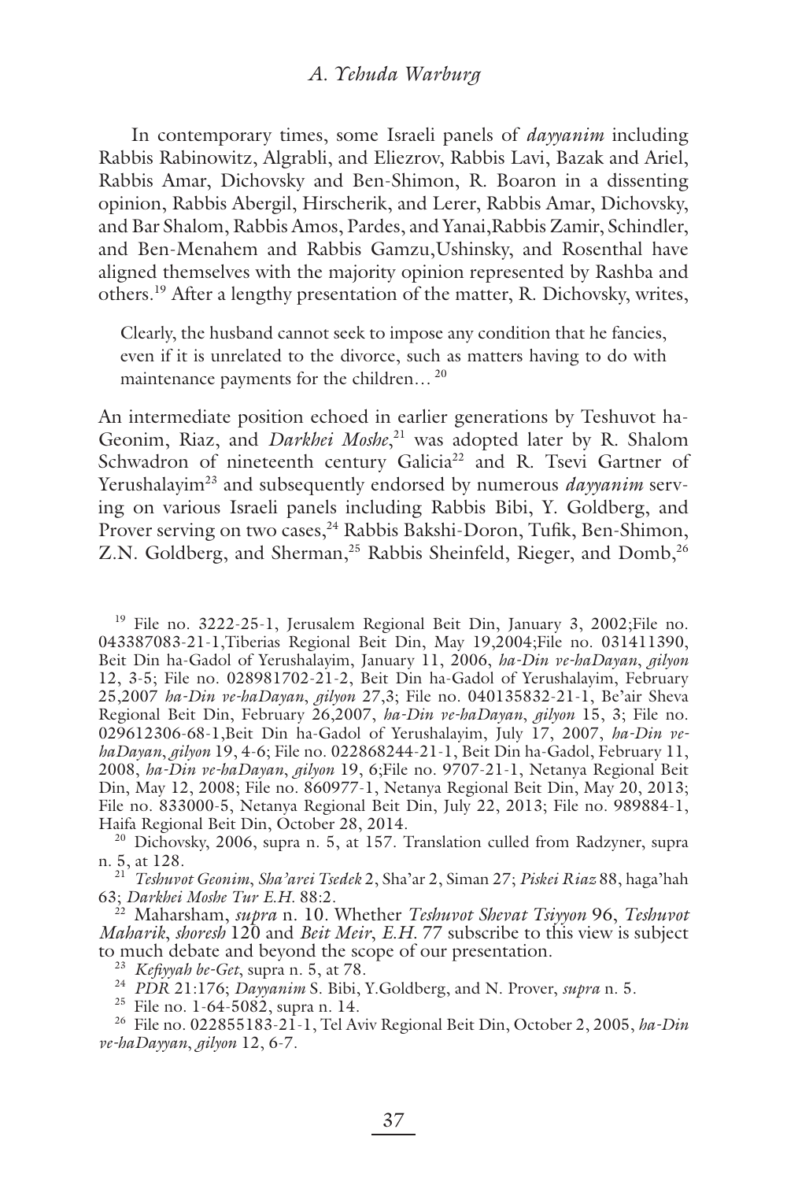In contemporary times, some Israeli panels of *dayyanim* including Rabbis Rabinowitz, Algrabli, and Eliezrov, Rabbis Lavi, Bazak and Ariel, Rabbis Amar, Dichovsky and Ben-Shimon, R. Boaron in a dissenting opinion, Rabbis Abergil, Hirscherik, and Lerer, Rabbis Amar, Dichovsky, and Bar Shalom, Rabbis Amos, Pardes, and Yanai,Rabbis Zamir, Schindler, and Ben-Menahem and Rabbis Gamzu,Ushinsky, and Rosenthal have aligned themselves with the majority opinion represented by Rashba and others.[19] After a lengthy presentation of the matter, R. Dichovsky, writes,

> Clearly, the husband cannot seek to impose any condition that he fancies, even if it is unrelated to the divorce, such as matters having to do with maintenance payments for the children… [20]

An intermediate position echoed in earlier generations by Teshuvot ha-Geonim, Riaz, and *Darkhei Moshe*,[21] was adopted later by R. Shalom Schwadron of nineteenth century Galicia[22] and R. Tsevi Gartner of Yerushalayim[23] and subsequently endorsed by numerous *dayyanim* serving on various Israeli panels including Rabbis Bibi, Y. Goldberg, and Prover serving on two cases,[24] Rabbis Bakshi-Doron, Tufik, Ben-Shimon, Z.N. Goldberg, and Sherman,[25] Rabbis Sheinfeld, Rieger, and Domb,[26]

---

[19] File no. 3222-25-1, Jerusalem Regional Beit Din, January 3, 2002;File no. 043387083-21-1,Tiberias Regional Beit Din, May 19,2004;File no. 031411390, Beit Din ha-Gadol of Yerushalayim, January 11, 2006, *ha-Din ve-haDayan*, *gilyon* 12, 3-5; File no. 028981702-21-2, Beit Din ha-Gadol of Yerushalayim, February 25,2007 *ha-Din ve-haDayan*, *gilyon* 27,3; File no. 040135832-21-1, Be'air Sheva Regional Beit Din, February 26,2007, *ha-Din ve-haDayan*, *gilyon* 15, 3; File no. 029612306-68-1,Beit Din ha-Gadol of Yerushalayim, July 17, 2007, *ha-Din ve-haDayan*, *gilyon* 19, 4-6; File no. 022868244-21-1, Beit Din ha-Gadol, February 11, 2008, *ha-Din ve-haDayan*, *gilyon* 19, 6;File no. 9707-21-1, Netanya Regional Beit Din, May 12, 2008; File no. 860977-1, Netanya Regional Beit Din, May 20, 2013; File no. 833000-5, Netanya Regional Beit Din, July 22, 2013; File no. 989884-1, Haifa Regional Beit Din, October 28, 2014.

[20] Dichovsky, 2006, supra n. 5, at 157. Translation culled from Radzyner, supra n. 5, at 128.

[21] *Teshuvot Geonim*, *Sha'arei Tsedek* 2, Sha'ar 2, Siman 27; *Piskei Riaz* 88, haga'hah 63; *Darkhei Moshe Tur E.H.* 88:2.

[22] Maharsham, *supra* n. 10. Whether *Teshuvot Shevat Tsiyyon* 96, *Teshuvot Maharik*, *shoresh* 120 and *Beit Meir*, *E.H.* 77 subscribe to this view is subject to much debate and beyond the scope of our presentation.

[23] *Kefiyyah be-Get*, supra n. 5, at 78.

[24] *PDR* 21:176; *Dayyanim* S. Bibi, Y.Goldberg, and N. Prover, *supra* n. 5.

[25] File no. 1-64-5082, supra n. 14.

[26] File no. 022855183-21-1, Tel Aviv Regional Beit Din, October 2, 2005, *ha-Din ve-haDayyan*, *gilyon* 12, 6-7.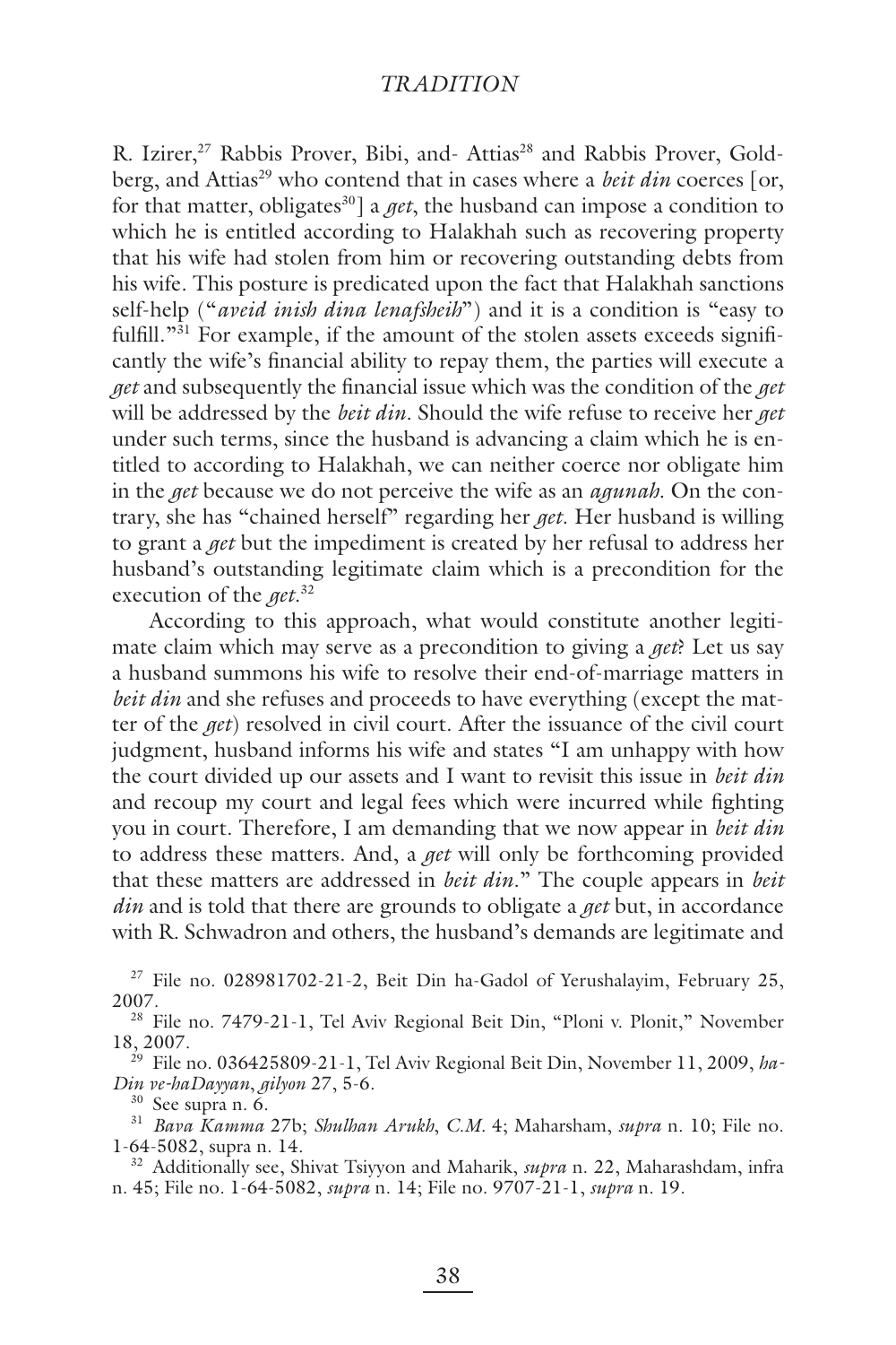R. Izirer,[27] Rabbis Prover, Bibi, and- Attias[28] and Rabbis Prover, Goldberg, and Attias[29] who contend that in cases where a *beit din* coerces [or, for that matter, obligates[30]] a *get*, the husband can impose a condition to which he is entitled according to Halakhah such as recovering property that his wife had stolen from him or recovering outstanding debts from his wife. This posture is predicated upon the fact that Halakhah sanctions self-help ("*aveid inish dina lenafsheih*") and it is a condition is "easy to fulfill."[31] For example, if the amount of the stolen assets exceeds significantly the wife's financial ability to repay them, the parties will execute a *get* and subsequently the financial issue which was the condition of the *get* will be addressed by the *beit din*. Should the wife refuse to receive her *get* under such terms, since the husband is advancing a claim which he is entitled to according to Halakhah, we can neither coerce nor obligate him in the *get* because we do not perceive the wife as an *agunah*. On the contrary, she has "chained herself" regarding her *get*. Her husband is willing to grant a *get* but the impediment is created by her refusal to address her husband's outstanding legitimate claim which is a precondition for the execution of the *get*.[32]

According to this approach, what would constitute another legitimate claim which may serve as a precondition to giving a *get*? Let us say a husband summons his wife to resolve their end-of-marriage matters in *beit din* and she refuses and proceeds to have everything (except the matter of the *get*) resolved in civil court. After the issuance of the civil court judgment, husband informs his wife and states "I am unhappy with how the court divided up our assets and I want to revisit this issue in *beit din* and recoup my court and legal fees which were incurred while fighting you in court. Therefore, I am demanding that we now appear in *beit din* to address these matters. And, a *get* will only be forthcoming provided that these matters are addressed in *beit din*." The couple appears in *beit din* and is told that there are grounds to obligate a *get* but, in accordance with R. Schwadron and others, the husband's demands are legitimate and

[27] File no. 028981702-21-2, Beit Din ha-Gadol of Yerushalayim, February 25, 2007.

[28] File no. 7479-21-1, Tel Aviv Regional Beit Din, "Ploni v. Plonit," November 18, 2007.

[29] File no. 036425809-21-1, Tel Aviv Regional Beit Din, November 11, 2009, *ha-Din ve-haDayyan*, *gilyon* 27, 5-6.

[30] See supra n. 6.

[31] *Bava Kamma* 27b; *Shulhan Arukh*, *C.M.* 4; Maharsham, *supra* n. 10; File no. 1-64-5082, supra n. 14.

[32] Additionally see, Shivat Tsiyyon and Maharik, *supra* n. 22, Maharashdam, infra n. 45; File no. 1-64-5082, *supra* n. 14; File no. 9707-21-1, *supra* n. 19.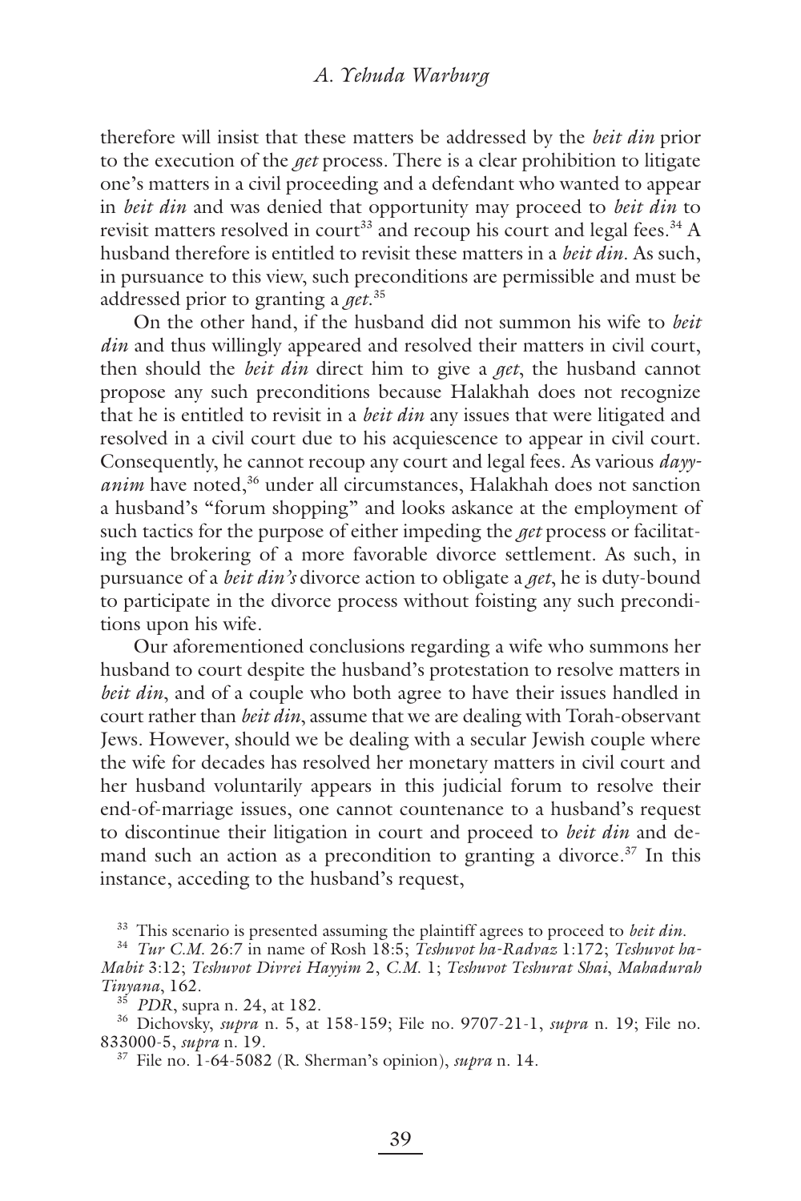therefore will insist that these matters be addressed by the *beit din* prior to the execution of the *get* process. There is a clear prohibition to litigate one's matters in a civil proceeding and a defendant who wanted to appear in *beit din* and was denied that opportunity may proceed to *beit din* to revisit matters resolved in court[33] and recoup his court and legal fees.[34] A husband therefore is entitled to revisit these matters in a *beit din*. As such, in pursuance to this view, such preconditions are permissible and must be addressed prior to granting a *get*.[35]

On the other hand, if the husband did not summon his wife to *beit din* and thus willingly appeared and resolved their matters in civil court, then should the *beit din* direct him to give a *get*, the husband cannot propose any such preconditions because Halakhah does not recognize that he is entitled to revisit in a *beit din* any issues that were litigated and resolved in a civil court due to his acquiescence to appear in civil court. Consequently, he cannot recoup any court and legal fees. As various *dayyanim* have noted,[36] under all circumstances, Halakhah does not sanction a husband's "forum shopping" and looks askance at the employment of such tactics for the purpose of either impeding the *get* process or facilitating the brokering of a more favorable divorce settlement. As such, in pursuance of a *beit din's* divorce action to obligate a *get*, he is duty-bound to participate in the divorce process without foisting any such preconditions upon his wife.

Our aforementioned conclusions regarding a wife who summons her husband to court despite the husband's protestation to resolve matters in *beit din*, and of a couple who both agree to have their issues handled in court rather than *beit din*, assume that we are dealing with Torah-observant Jews. However, should we be dealing with a secular Jewish couple where the wife for decades has resolved her monetary matters in civil court and her husband voluntarily appears in this judicial forum to resolve their end-of-marriage issues, one cannot countenance to a husband's request to discontinue their litigation in court and proceed to *beit din* and demand such an action as a precondition to granting a divorce.[37] In this instance, acceding to the husband's request,

[33] This scenario is presented assuming the plaintiff agrees to proceed to *beit din*.

[34] *Tur C.M.* 26:7 in name of Rosh 18:5; *Teshuvot ha-Radvaz* 1:172; *Teshuvot ha-Mabit* 3:12; *Teshuvot Divrei Hayyim* 2, *C.M.* 1; *Teshuvot Teshurat Shai*, *Mahadurah Tinyana*, 162.

[35] *PDR*, supra n. 24, at 182.

[36] Dichovsky, *supra* n. 5, at 158-159; File no. 9707-21-1, *supra* n. 19; File no. 833000-5, *supra* n. 19.

[37] File no. 1-64-5082 (R. Sherman's opinion), *supra* n. 14.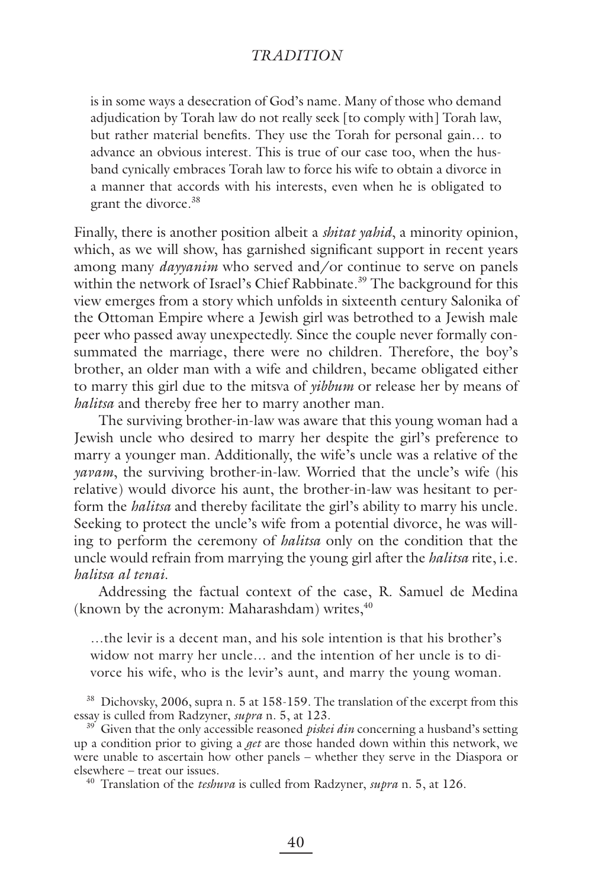is in some ways a desecration of God's name. Many of those who demand adjudication by Torah law do not really seek [to comply with] Torah law, but rather material benefits. They use the Torah for personal gain… to advance an obvious interest. This is true of our case too, when the husband cynically embraces Torah law to force his wife to obtain a divorce in a manner that accords with his interests, even when he is obligated to grant the divorce.[38]

Finally, there is another position albeit a *shitat yahid*, a minority opinion, which, as we will show, has garnished significant support in recent years among many *dayyanim* who served and/or continue to serve on panels within the network of Israel's Chief Rabbinate.[39] The background for this view emerges from a story which unfolds in sixteenth century Salonika of the Ottoman Empire where a Jewish girl was betrothed to a Jewish male peer who passed away unexpectedly. Since the couple never formally consummated the marriage, there were no children. Therefore, the boy's brother, an older man with a wife and children, became obligated either to marry this girl due to the mitsva of *yibbum* or release her by means of *halitsa* and thereby free her to marry another man.

The surviving brother-in-law was aware that this young woman had a Jewish uncle who desired to marry her despite the girl's preference to marry a younger man. Additionally, the wife's uncle was a relative of the *yavam*, the surviving brother-in-law. Worried that the uncle's wife (his relative) would divorce his aunt, the brother-in-law was hesitant to perform the *halitsa* and thereby facilitate the girl's ability to marry his uncle. Seeking to protect the uncle's wife from a potential divorce, he was willing to perform the ceremony of *halitsa* only on the condition that the uncle would refrain from marrying the young girl after the *halitsa* rite, i.e. *halitsa al tenai*.

Addressing the factual context of the case, R. Samuel de Medina (known by the acronym: Maharashdam) writes,[40]

…the levir is a decent man, and his sole intention is that his brother's widow not marry her uncle… and the intention of her uncle is to divorce his wife, who is the levir's aunt, and marry the young woman.

[38] Dichovsky, 2006, supra n. 5 at 158-159. The translation of the excerpt from this essay is culled from Radzyner, *supra* n. 5, at 123.

[39] Given that the only accessible reasoned *piskei din* concerning a husband's setting up a condition prior to giving a *get* are those handed down within this network, we were unable to ascertain how other panels – whether they serve in the Diaspora or elsewhere – treat our issues.

[40] Translation of the *teshuva* is culled from Radzyner, *supra* n. 5, at 126.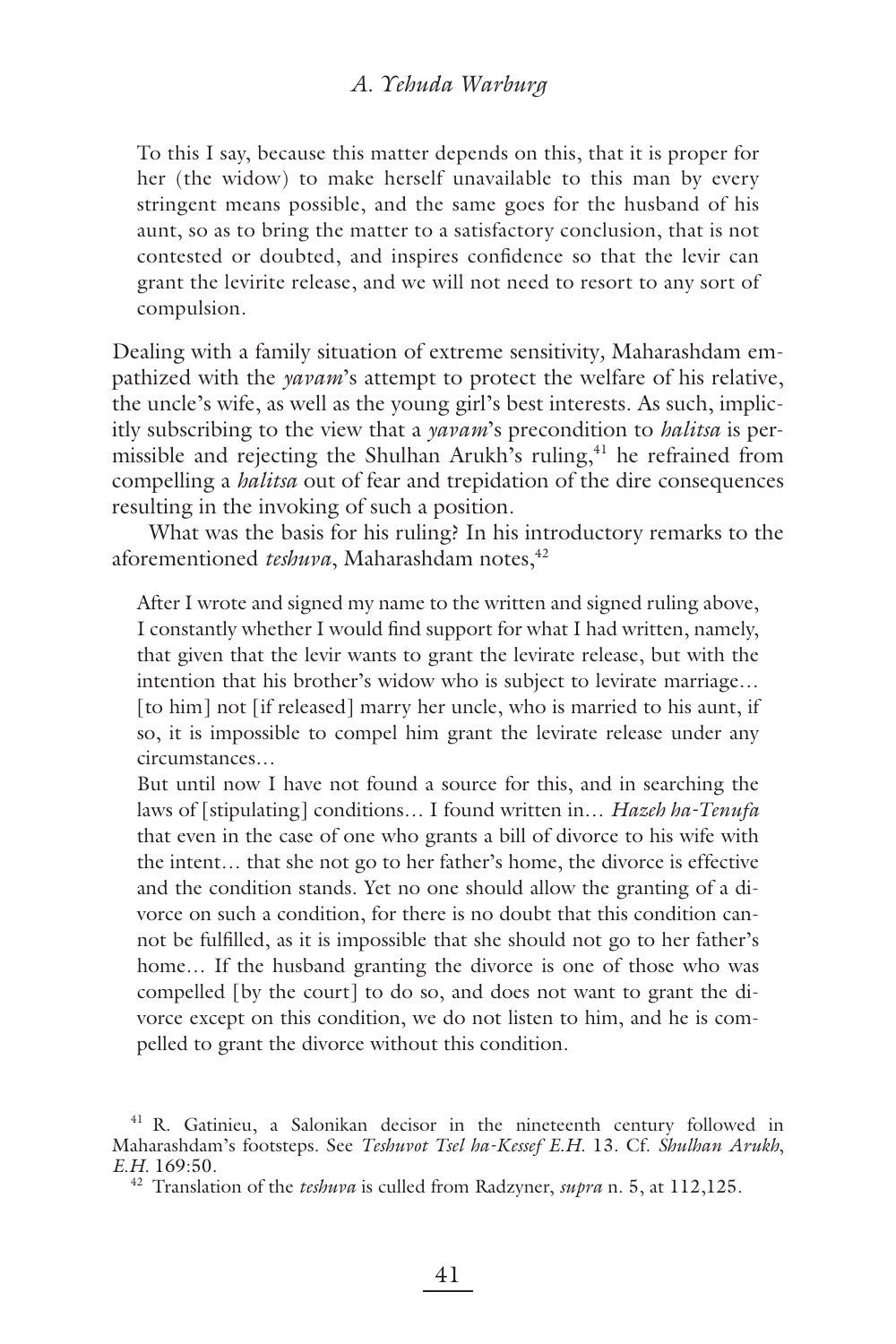To this I say, because this matter depends on this, that it is proper for her (the widow) to make herself unavailable to this man by every stringent means possible, and the same goes for the husband of his aunt, so as to bring the matter to a satisfactory conclusion, that is not contested or doubted, and inspires confidence so that the levir can grant the levirite release, and we will not need to resort to any sort of compulsion.

Dealing with a family situation of extreme sensitivity, Maharashdam empathized with the *yavam*'s attempt to protect the welfare of his relative, the uncle's wife, as well as the young girl's best interests. As such, implicitly subscribing to the view that a *yavam*'s precondition to *halitsa* is permissible and rejecting the Shulhan Arukh's ruling,[41] he refrained from compelling a *halitsa* out of fear and trepidation of the dire consequences resulting in the invoking of such a position.

What was the basis for his ruling? In his introductory remarks to the aforementioned *teshuva*, Maharashdam notes,[42]

> After I wrote and signed my name to the written and signed ruling above, I constantly whether I would find support for what I had written, namely, that given that the levir wants to grant the levirate release, but with the intention that his brother's widow who is subject to levirate marriage… [to him] not [if released] marry her uncle, who is married to his aunt, if so, it is impossible to compel him grant the levirate release under any circumstances…
>
> But until now I have not found a source for this, and in searching the laws of [stipulating] conditions… I found written in… *Hazeh ha-Tenufa* that even in the case of one who grants a bill of divorce to his wife with the intent… that she not go to her father's home, the divorce is effective and the condition stands. Yet no one should allow the granting of a divorce on such a condition, for there is no doubt that this condition cannot be fulfilled, as it is impossible that she should not go to her father's home… If the husband granting the divorce is one of those who was compelled [by the court] to do so, and does not want to grant the divorce except on this condition, we do not listen to him, and he is compelled to grant the divorce without this condition.

[41] R. Gatinieu, a Salonikan decisor in the nineteenth century followed in Maharashdam's footsteps. See *Teshuvot Tsel ha-Kessef E.H.* 13. Cf. *Shulhan Arukh, E.H.* 169:50.

[42] Translation of the *teshuva* is culled from Radzyner, *supra* n. 5, at 112,125.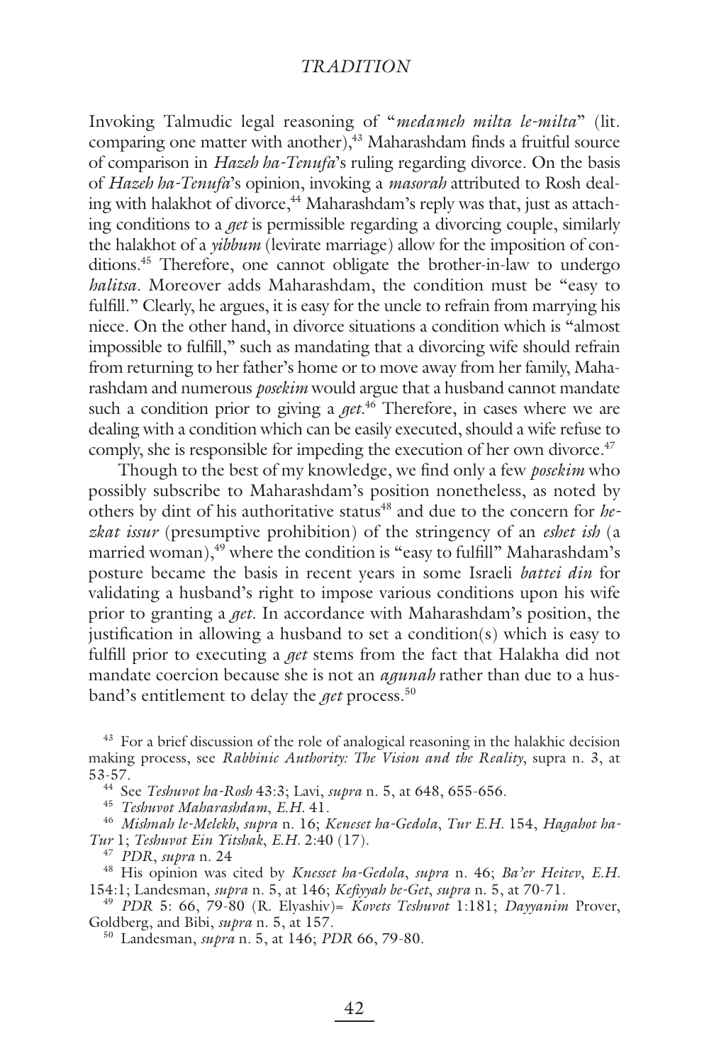Invoking Talmudic legal reasoning of "*medameh milta le-milta*" (lit. comparing one matter with another),[43] Maharashdam finds a fruitful source of comparison in *Hazeh ha-Tenufa*'s ruling regarding divorce. On the basis of *Hazeh ha-Tenufa*'s opinion, invoking a *masorah* attributed to Rosh dealing with halakhot of divorce,[44] Maharashdam's reply was that, just as attaching conditions to a *get* is permissible regarding a divorcing couple, similarly the halakhot of a *yibbum* (levirate marriage) allow for the imposition of conditions.[45] Therefore, one cannot obligate the brother-in-law to undergo *halitsa*. Moreover adds Maharashdam, the condition must be "easy to fulfill." Clearly, he argues, it is easy for the uncle to refrain from marrying his niece. On the other hand, in divorce situations a condition which is "almost impossible to fulfill," such as mandating that a divorcing wife should refrain from returning to her father's home or to move away from her family, Maharashdam and numerous *posekim* would argue that a husband cannot mandate such a condition prior to giving a *get*.[46] Therefore, in cases where we are dealing with a condition which can be easily executed, should a wife refuse to comply, she is responsible for impeding the execution of her own divorce.[47]

Though to the best of my knowledge, we find only a few *posekim* who possibly subscribe to Maharashdam's position nonetheless, as noted by others by dint of his authoritative status[48] and due to the concern for *hezkat issur* (presumptive prohibition) of the stringency of an *eshet ish* (a married woman),[49] where the condition is "easy to fulfill" Maharashdam's posture became the basis in recent years in some Israeli *battei din* for validating a husband's right to impose various conditions upon his wife prior to granting a *get*. In accordance with Maharashdam's position, the justification in allowing a husband to set a condition(s) which is easy to fulfill prior to executing a *get* stems from the fact that Halakha did not mandate coercion because she is not an *agunah* rather than due to a husband's entitlement to delay the *get* process.[50]

---

[43] For a brief discussion of the role of analogical reasoning in the halakhic decision making process, see *Rabbinic Authority: The Vision and the Reality*, supra n. 3, at 53-57.

[44] See *Teshuvot ha-Rosh* 43:3; Lavi, *supra* n. 5, at 648, 655-656.

[45] *Teshuvot Maharashdam*, *E.H.* 41.

[46] *Mishnah le-Melekh*, *supra* n. 16; *Keneset ha-Gedola*, *Tur E.H.* 154, *Hagahot ha-Tur* 1; *Teshuvot Ein Yitshak*, *E.H.* 2:40 (17).

[47] *PDR*, *supra* n 24

[48] His opinion was cited by *Knesset ha-Gedola*, *supra* n. 46; *Ba'er Heitev*, *E.H.* 154:1; Landesman, *supra* n. 5, at 146; *Kefiyyah be-Get*, *supra* n. 5, at 70-71.

[49] *PDR* 5: 66, 79-80 (R. Elyashiv)= *Kovets Teshuvot* 1:181; *Dayyanim* Prover, Goldberg, and Bibi, *supra* n. 5, at 157.

[50] Landesman, *supra* n. 5, at 146; *PDR* 66, 79-80.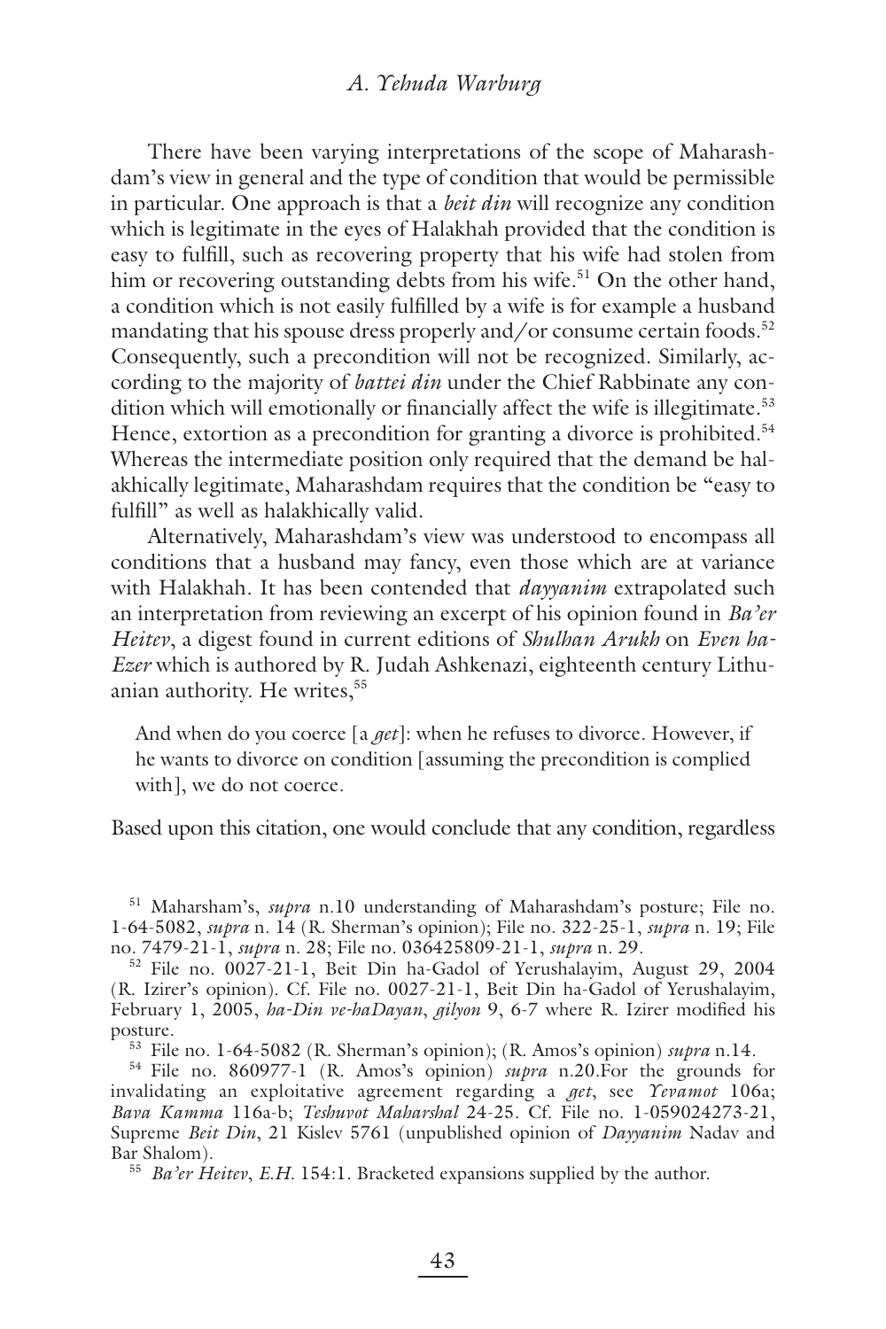There have been varying interpretations of the scope of Maharashdam's view in general and the type of condition that would be permissible in particular. One approach is that a *beit din* will recognize any condition which is legitimate in the eyes of Halakhah provided that the condition is easy to fulfill, such as recovering property that his wife had stolen from him or recovering outstanding debts from his wife.[51] On the other hand, a condition which is not easily fulfilled by a wife is for example a husband mandating that his spouse dress properly and/or consume certain foods.[52] Consequently, such a precondition will not be recognized. Similarly, according to the majority of *battei din* under the Chief Rabbinate any condition which will emotionally or financially affect the wife is illegitimate.[53] Hence, extortion as a precondition for granting a divorce is prohibited.[54] Whereas the intermediate position only required that the demand be halakhically legitimate, Maharashdam requires that the condition be "easy to fulfill" as well as halakhically valid.

Alternatively, Maharashdam's view was understood to encompass all conditions that a husband may fancy, even those which are at variance with Halakhah. It has been contended that *dayyanim* extrapolated such an interpretation from reviewing an excerpt of his opinion found in *Ba'er Heitev*, a digest found in current editions of *Shulhan Arukh* on *Even ha-Ezer* which is authored by R. Judah Ashkenazi, eighteenth century Lithuanian authority. He writes,[55]

> And when do you coerce [a *get*]: when he refuses to divorce. However, if he wants to divorce on condition [assuming the precondition is complied with], we do not coerce.

Based upon this citation, one would conclude that any condition, regardless

---

[51] Maharsham's, *supra* n.10 understanding of Maharashdam's posture; File no. 1-64-5082, *supra* n. 14 (R. Sherman's opinion); File no. 322-25-1, *supra* n. 19; File no. 7479-21-1, *supra* n. 28; File no. 036425809-21-1, *supra* n. 29.

[52] File no. 0027-21-1, Beit Din ha-Gadol of Yerushalayim, August 29, 2004 (R. Izirer's opinion). Cf. File no. 0027-21-1, Beit Din ha-Gadol of Yerushalayim, February 1, 2005, *ha-Din ve-haDayan*, *gilyon* 9, 6-7 where R. Izirer modified his posture.

[53] File no. 1-64-5082 (R. Sherman's opinion); (R. Amos's opinion) *supra* n.14.

[54] File no. 860977-1 (R. Amos's opinion) *supra* n.20.For the grounds for invalidating an exploitative agreement regarding a *get*, see *Yevamot* 106a; *Bava Kamma* 116a-b; *Teshuvot Maharshal* 24-25. Cf. File no. 1-059024273-21, Supreme *Beit Din*, 21 Kislev 5761 (unpublished opinion of *Dayyanim* Nadav and Bar Shalom).

[55] *Ba'er Heitev*, *E.H.* 154:1. Bracketed expansions supplied by the author.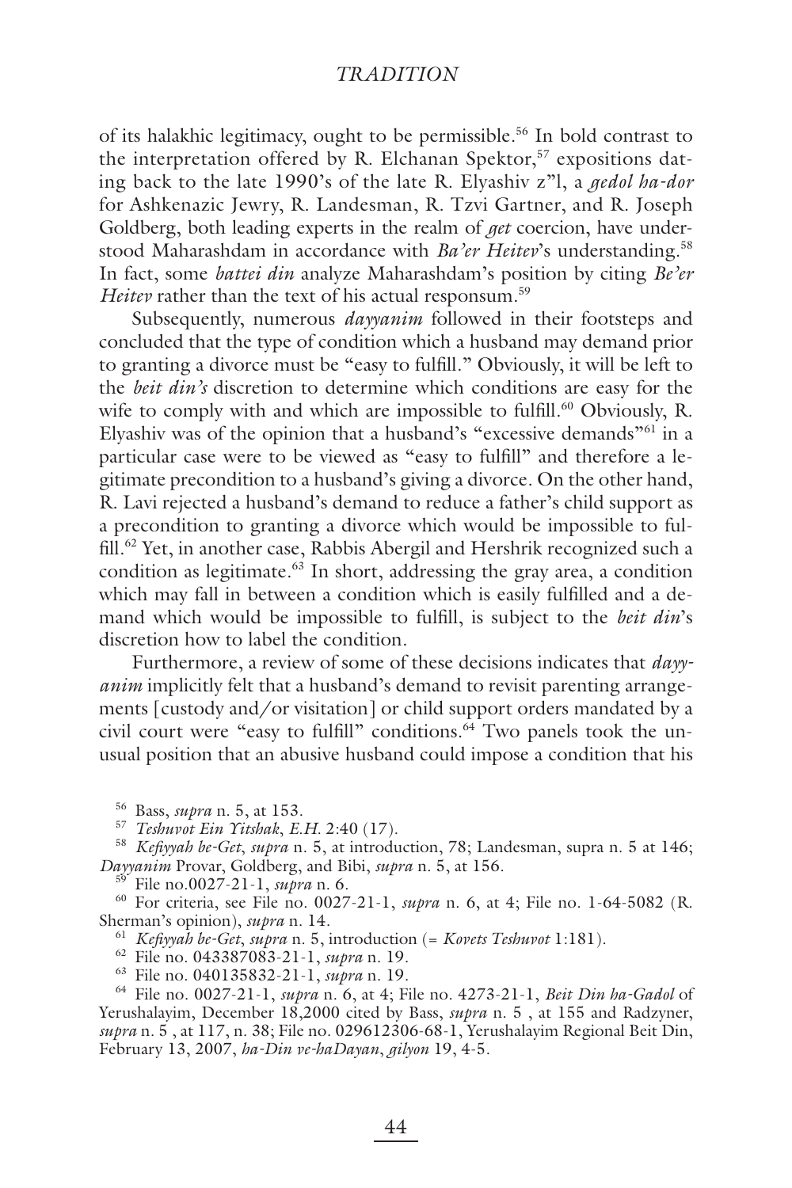of its halakhic legitimacy, ought to be permissible.[56] In bold contrast to the interpretation offered by R. Elchanan Spektor,[57] expositions dating back to the late 1990's of the late R. Elyashiv z"l, a *gedol ha-dor* for Ashkenazic Jewry, R. Landesman, R. Tzvi Gartner, and R. Joseph Goldberg, both leading experts in the realm of *get* coercion, have understood Maharashdam in accordance with *Ba'er Heitev*'s understanding.[58] In fact, some *battei din* analyze Maharashdam's position by citing *Be'er Heitev* rather than the text of his actual responsum.[59]

Subsequently, numerous *dayyanim* followed in their footsteps and concluded that the type of condition which a husband may demand prior to granting a divorce must be "easy to fulfill." Obviously, it will be left to the *beit din's* discretion to determine which conditions are easy for the wife to comply with and which are impossible to fulfill.[60] Obviously, R. Elyashiv was of the opinion that a husband's "excessive demands"[61] in a particular case were to be viewed as "easy to fulfill" and therefore a legitimate precondition to a husband's giving a divorce. On the other hand, R. Lavi rejected a husband's demand to reduce a father's child support as a precondition to granting a divorce which would be impossible to fulfill.[62] Yet, in another case, Rabbis Abergil and Hershrik recognized such a condition as legitimate.[63] In short, addressing the gray area, a condition which may fall in between a condition which is easily fulfilled and a demand which would be impossible to fulfill, is subject to the *beit din*'s discretion how to label the condition.

Furthermore, a review of some of these decisions indicates that *dayyanim* implicitly felt that a husband's demand to revisit parenting arrangements [custody and/or visitation] or child support orders mandated by a civil court were "easy to fulfill" conditions.[64] Two panels took the unusual position that an abusive husband could impose a condition that his

---

[56] Bass, *supra* n. 5, at 153.

[57] *Teshuvot Ein Yitshak*, *E.H.* 2:40 (17).

[58] *Kefiyyah be-Get*, *supra* n. 5, at introduction, 78; Landesman, supra n. 5 at 146; *Dayyanim* Provar, Goldberg, and Bibi, *supra* n. 5, at 156.

[59] File no.0027-21-1, *supra* n. 6.

[60] For criteria, see File no. 0027-21-1, *supra* n. 6, at 4; File no. 1-64-5082 (R. Sherman's opinion), *supra* n. 14.

[61] *Kefiyyah be-Get*, *supra* n. 5, introduction (= *Kovets Teshuvot* 1:181).

[62] File no. 043387083-21-1, *supra* n. 19.

[63] File no. 040135832-21-1, *supra* n. 19.

[64] File no. 0027-21-1, *supra* n. 6, at 4; File no. 4273-21-1, *Beit Din ha-Gadol* of Yerushalayim, December 18,2000 cited by Bass, *supra* n. 5 , at 155 and Radzyner, *supra* n. 5 , at 117, n. 38; File no. 029612306-68-1, Yerushalayim Regional Beit Din, February 13, 2007, *ha-Din ve-haDayan*, *gilyon* 19, 4-5.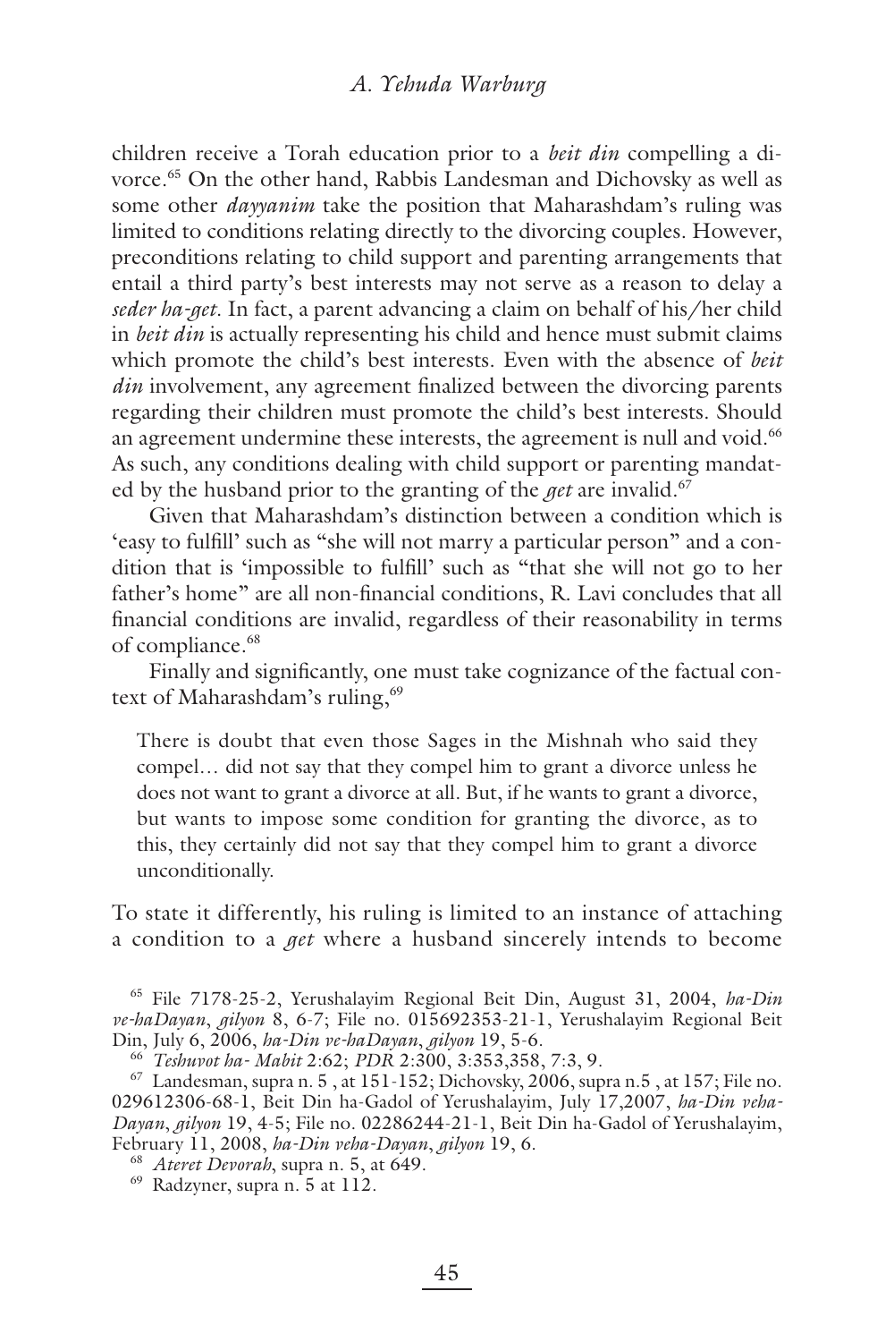children receive a Torah education prior to a *beit din* compelling a divorce.[65] On the other hand, Rabbis Landesman and Dichovsky as well as some other *dayyanim* take the position that Maharashdam's ruling was limited to conditions relating directly to the divorcing couples. However, preconditions relating to child support and parenting arrangements that entail a third party's best interests may not serve as a reason to delay a *seder ha-get*. In fact, a parent advancing a claim on behalf of his/her child in *beit din* is actually representing his child and hence must submit claims which promote the child's best interests. Even with the absence of *beit din* involvement, any agreement finalized between the divorcing parents regarding their children must promote the child's best interests. Should an agreement undermine these interests, the agreement is null and void.[66] As such, any conditions dealing with child support or parenting mandated by the husband prior to the granting of the *get* are invalid.[67]

Given that Maharashdam's distinction between a condition which is 'easy to fulfill' such as "she will not marry a particular person" and a condition that is 'impossible to fulfill' such as "that she will not go to her father's home" are all non-financial conditions, R. Lavi concludes that all financial conditions are invalid, regardless of their reasonability in terms of compliance.[68]

Finally and significantly, one must take cognizance of the factual context of Maharashdam's ruling,[69]

> There is doubt that even those Sages in the Mishnah who said they compel… did not say that they compel him to grant a divorce unless he does not want to grant a divorce at all. But, if he wants to grant a divorce, but wants to impose some condition for granting the divorce, as to this, they certainly did not say that they compel him to grant a divorce unconditionally.

To state it differently, his ruling is limited to an instance of attaching a condition to a *get* where a husband sincerely intends to become

---

[65] File 7178-25-2, Yerushalayim Regional Beit Din, August 31, 2004, *ha-Din ve-haDayan*, *gilyon* 8, 6-7; File no. 015692353-21-1, Yerushalayim Regional Beit Din, July 6, 2006, *ha-Din ve-haDayan*, *gilyon* 19, 5-6.

[66] *Teshuvot ha- Mabit* 2:62; *PDR* 2:300, 3:353,358, 7:3, 9.

[67] Landesman, supra n. 5 , at 151-152; Dichovsky, 2006, supra n.5 , at 157; File no. 029612306-68-1, Beit Din ha-Gadol of Yerushalayim, July 17,2007, *ha-Din veha-Dayan*, *gilyon* 19, 4-5; File no. 02286244-21-1, Beit Din ha-Gadol of Yerushalayim, February 11, 2008, *ha-Din veha-Dayan*, *gilyon* 19, 6.

[68] *Ateret Devorah*, supra n. 5, at 649.

[69] Radzyner, supra n. 5 at 112.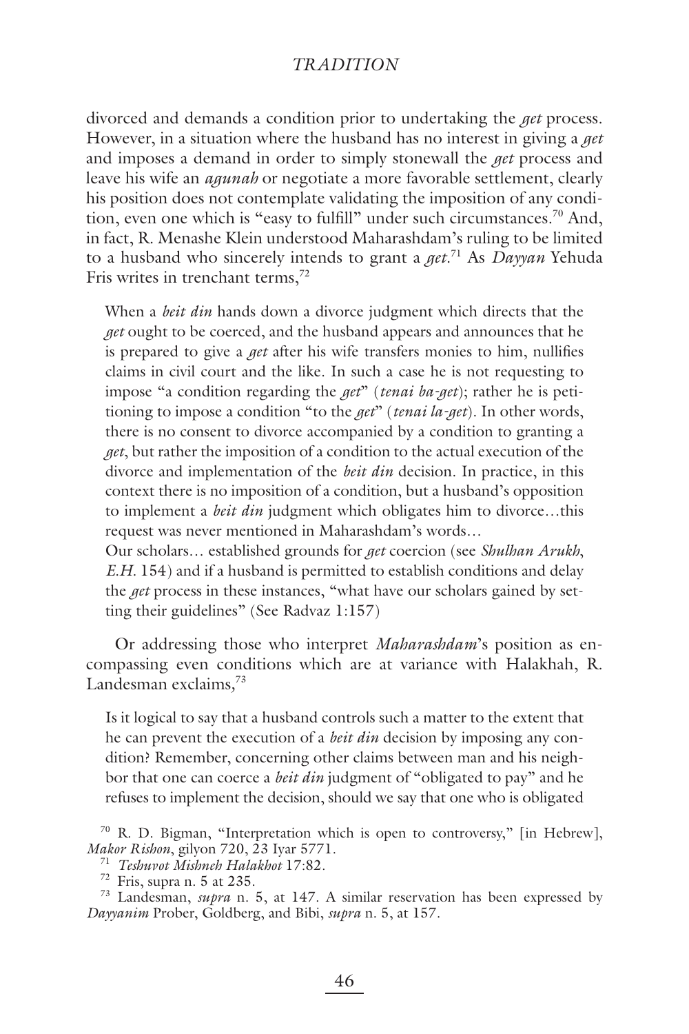divorced and demands a condition prior to undertaking the *get* process. However, in a situation where the husband has no interest in giving a *get* and imposes a demand in order to simply stonewall the *get* process and leave his wife an *agunah* or negotiate a more favorable settlement, clearly his position does not contemplate validating the imposition of any condition, even one which is "easy to fulfill" under such circumstances.[70] And, in fact, R. Menashe Klein understood Maharashdam's ruling to be limited to a husband who sincerely intends to grant a *get*.[71] As *Dayyan* Yehuda Fris writes in trenchant terms,[72]

> When a *beit din* hands down a divorce judgment which directs that the *get* ought to be coerced, and the husband appears and announces that he is prepared to give a *get* after his wife transfers monies to him, nullifies claims in civil court and the like. In such a case he is not requesting to impose "a condition regarding the *get*" (*tenai ba-get*); rather he is petitioning to impose a condition "to the *get*" (*tenai la-get*). In other words, there is no consent to divorce accompanied by a condition to granting a *get*, but rather the imposition of a condition to the actual execution of the divorce and implementation of the *beit din* decision. In practice, in this context there is no imposition of a condition, but a husband's opposition to implement a *beit din* judgment which obligates him to divorce…this request was never mentioned in Maharashdam's words…
>
> Our scholars… established grounds for *get* coercion (see *Shulhan Arukh*, *E.H.* 154) and if a husband is permitted to establish conditions and delay the *get* process in these instances, "what have our scholars gained by setting their guidelines" (See Radvaz 1:157)

Or addressing those who interpret *Maharashdam*'s position as encompassing even conditions which are at variance with Halakhah, R. Landesman exclaims,[73]

> Is it logical to say that a husband controls such a matter to the extent that he can prevent the execution of a *beit din* decision by imposing any condition? Remember, concerning other claims between man and his neighbor that one can coerce a *beit din* judgment of "obligated to pay" and he refuses to implement the decision, should we say that one who is obligated

---

[70] R. D. Bigman, "Interpretation which is open to controversy," [in Hebrew], *Makor Rishon*, gilyon 720, 23 Iyar 5771.

[71] *Teshuvot Mishneh Halakhot* 17:82.

[72] Fris, supra n. 5 at 235.

[73] Landesman, *supra* n. 5, at 147. A similar reservation has been expressed by *Dayyanim* Prober, Goldberg, and Bibi, *supra* n. 5, at 157.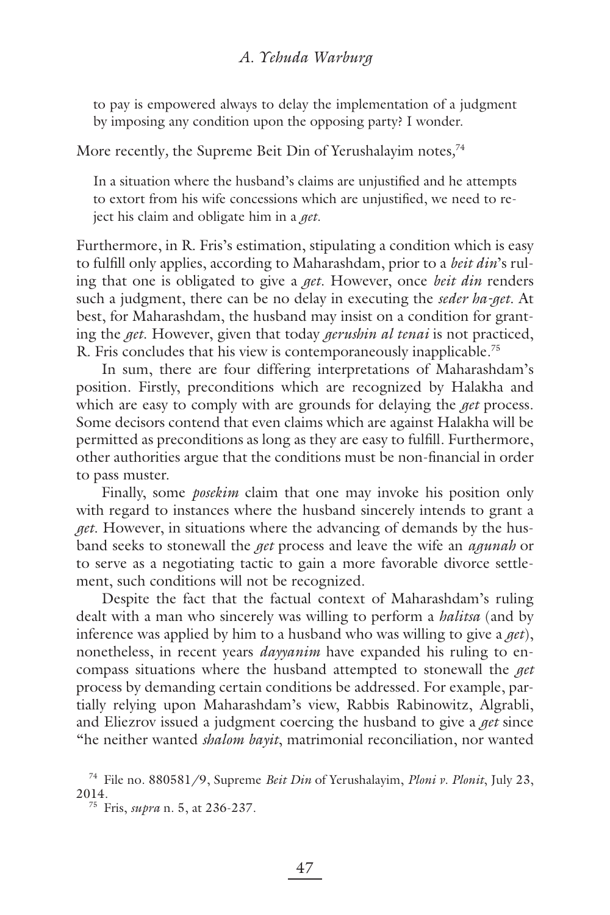to pay is empowered always to delay the implementation of a judgment by imposing any condition upon the opposing party? I wonder.

More recently, the Supreme Beit Din of Yerushalayim notes,[74]

> In a situation where the husband's claims are unjustified and he attempts to extort from his wife concessions which are unjustified, we need to reject his claim and obligate him in a *get*.

Furthermore, in R. Fris's estimation, stipulating a condition which is easy to fulfill only applies, according to Maharashdam, prior to a *beit din*'s ruling that one is obligated to give a *get*. However, once *beit din* renders such a judgment, there can be no delay in executing the *seder ha-get*. At best, for Maharashdam, the husband may insist on a condition for granting the *get*. However, given that today *gerushin al tenai* is not practiced, R. Fris concludes that his view is contemporaneously inapplicable.[75]

In sum, there are four differing interpretations of Maharashdam's position. Firstly, preconditions which are recognized by Halakha and which are easy to comply with are grounds for delaying the *get* process. Some decisors contend that even claims which are against Halakha will be permitted as preconditions as long as they are easy to fulfill. Furthermore, other authorities argue that the conditions must be non-financial in order to pass muster.

Finally, some *posekim* claim that one may invoke his position only with regard to instances where the husband sincerely intends to grant a *get*. However, in situations where the advancing of demands by the husband seeks to stonewall the *get* process and leave the wife an *agunah* or to serve as a negotiating tactic to gain a more favorable divorce settlement, such conditions will not be recognized.

Despite the fact that the factual context of Maharashdam's ruling dealt with a man who sincerely was willing to perform a *halitsa* (and by inference was applied by him to a husband who was willing to give a *get*), nonetheless, in recent years *dayyanim* have expanded his ruling to encompass situations where the husband attempted to stonewall the *get* process by demanding certain conditions be addressed. For example, partially relying upon Maharashdam's view, Rabbis Rabinowitz, Algrabli, and Eliezrov issued a judgment coercing the husband to give a *get* since "he neither wanted *shalom bayit*, matrimonial reconciliation, nor wanted

---

[74] File no. 880581/9, Supreme *Beit Din* of Yerushalayim, *Ploni v. Plonit*, July 23, 2014.

[75] Fris, *supra* n. 5, at 236-237.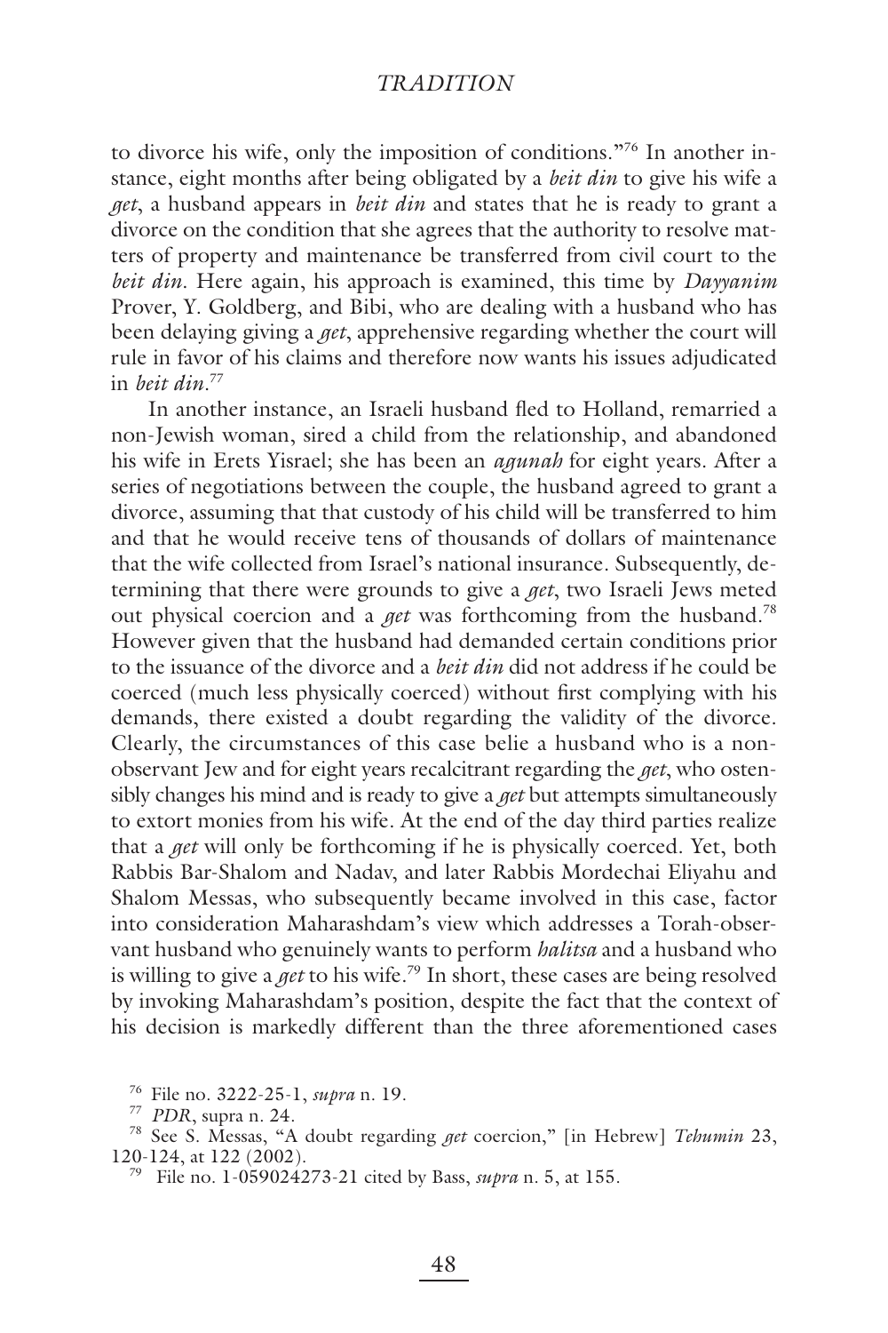to divorce his wife, only the imposition of conditions."[76] In another instance, eight months after being obligated by a *beit din* to give his wife a *get*, a husband appears in *beit din* and states that he is ready to grant a divorce on the condition that she agrees that the authority to resolve matters of property and maintenance be transferred from civil court to the *beit din*. Here again, his approach is examined, this time by *Dayyanim* Prover, Y. Goldberg, and Bibi, who are dealing with a husband who has been delaying giving a *get*, apprehensive regarding whether the court will rule in favor of his claims and therefore now wants his issues adjudicated in *beit din*.[77]

In another instance, an Israeli husband fled to Holland, remarried a non-Jewish woman, sired a child from the relationship, and abandoned his wife in Erets Yisrael; she has been an *agunah* for eight years. After a series of negotiations between the couple, the husband agreed to grant a divorce, assuming that that custody of his child will be transferred to him and that he would receive tens of thousands of dollars of maintenance that the wife collected from Israel's national insurance. Subsequently, determining that there were grounds to give a *get*, two Israeli Jews meted out physical coercion and a *get* was forthcoming from the husband.[78] However given that the husband had demanded certain conditions prior to the issuance of the divorce and a *beit din* did not address if he could be coerced (much less physically coerced) without first complying with his demands, there existed a doubt regarding the validity of the divorce. Clearly, the circumstances of this case belie a husband who is a non-observant Jew and for eight years recalcitrant regarding the *get*, who ostensibly changes his mind and is ready to give a *get* but attempts simultaneously to extort monies from his wife. At the end of the day third parties realize that a *get* will only be forthcoming if he is physically coerced. Yet, both Rabbis Bar-Shalom and Nadav, and later Rabbis Mordechai Eliyahu and Shalom Messas, who subsequently became involved in this case, factor into consideration Maharashdam's view which addresses a Torah-observant husband who genuinely wants to perform *halitsa* and a husband who is willing to give a *get* to his wife.[79] In short, these cases are being resolved by invoking Maharashdam's position, despite the fact that the context of his decision is markedly different than the three aforementioned cases

---

[76] File no. 3222-25-1, *supra* n. 19.

[77] *PDR*, supra n. 24.

[78] See S. Messas, "A doubt regarding *get* coercion," [in Hebrew] *Tehumin* 23, 120-124, at 122 (2002).

[79] File no. 1-059024273-21 cited by Bass, *supra* n. 5, at 155.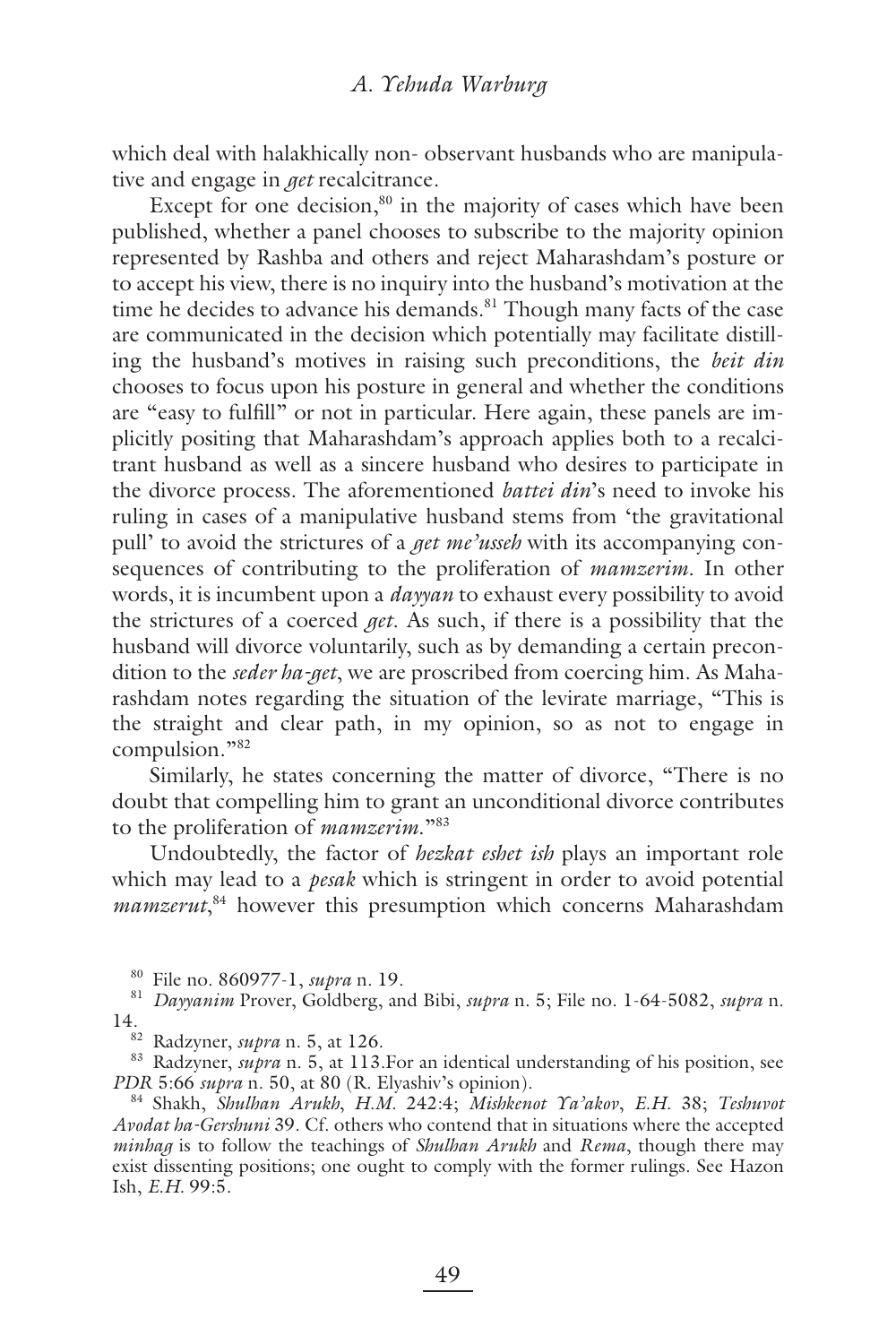which deal with halakhically non- observant husbands who are manipulative and engage in *get* recalcitrance.

Except for one decision,[80] in the majority of cases which have been published, whether a panel chooses to subscribe to the majority opinion represented by Rashba and others and reject Maharashdam's posture or to accept his view, there is no inquiry into the husband's motivation at the time he decides to advance his demands.[81] Though many facts of the case are communicated in the decision which potentially may facilitate distilling the husband's motives in raising such preconditions, the *beit din* chooses to focus upon his posture in general and whether the conditions are "easy to fulfill" or not in particular. Here again, these panels are implicitly positing that Maharashdam's approach applies both to a recalcitrant husband as well as a sincere husband who desires to participate in the divorce process. The aforementioned *battei din*'s need to invoke his ruling in cases of a manipulative husband stems from 'the gravitational pull' to avoid the strictures of a *get me'usseh* with its accompanying consequences of contributing to the proliferation of *mamzerim*. In other words, it is incumbent upon a *dayyan* to exhaust every possibility to avoid the strictures of a coerced *get*. As such, if there is a possibility that the husband will divorce voluntarily, such as by demanding a certain precondition to the *seder ha-get*, we are proscribed from coercing him. As Maharashdam notes regarding the situation of the levirate marriage, "This is the straight and clear path, in my opinion, so as not to engage in compulsion."[82]

Similarly, he states concerning the matter of divorce, "There is no doubt that compelling him to grant an unconditional divorce contributes to the proliferation of *mamzerim*."[83]

Undoubtedly, the factor of *hezkat eshet ish* plays an important role which may lead to a *pesak* which is stringent in order to avoid potential *mamzerut*,[84] however this presumption which concerns Maharashdam

---

[80] File no. 860977-1, *supra* n. 19.

[81] *Dayyanim* Prover, Goldberg, and Bibi, *supra* n. 5; File no. 1-64-5082, *supra* n. 14.

[82] Radzyner, *supra* n. 5, at 126.

[83] Radzyner, *supra* n. 5, at 113.For an identical understanding of his position, see *PDR* 5:66 *supra* n. 50, at 80 (R. Elyashiv's opinion).

[84] Shakh, *Shulhan Arukh*, *H.M.* 242:4; *Mishkenot Ya'akov*, *E.H.* 38; *Teshuvot Avodat ha-Gershuni* 39. Cf. others who contend that in situations where the accepted *minhag* is to follow the teachings of *Shulhan Arukh* and *Rema*, though there may exist dissenting positions; one ought to comply with the former rulings. See Hazon Ish, *E.H.* 99:5.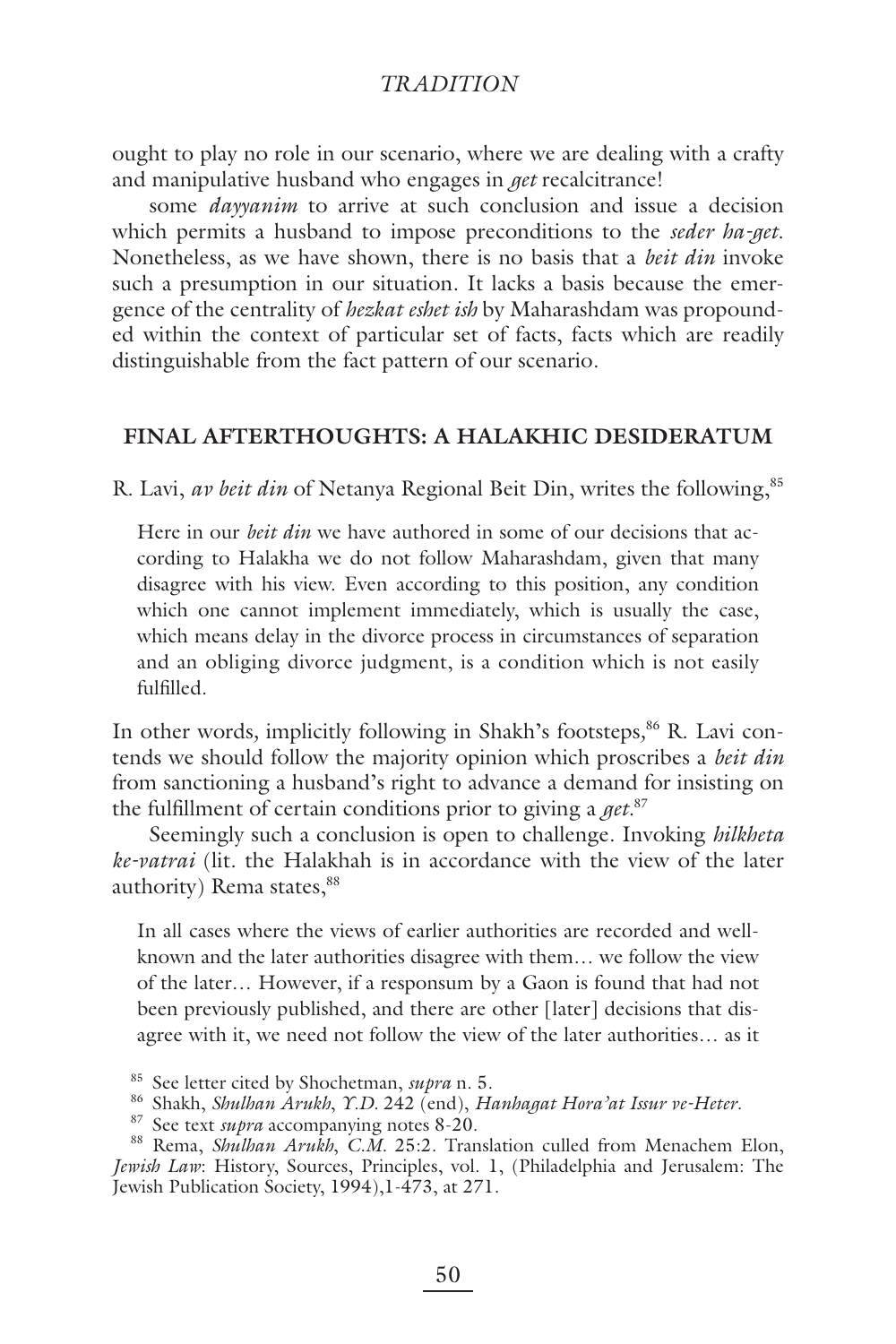ought to play no role in our scenario, where we are dealing with a crafty and manipulative husband who engages in *get* recalcitrance!

some *dayyanim* to arrive at such conclusion and issue a decision which permits a husband to impose preconditions to the *seder ha-get*. Nonetheless, as we have shown, there is no basis that a *beit din* invoke such a presumption in our situation. It lacks a basis because the emergence of the centrality of *hezkat eshet ish* by Maharashdam was propounded within the context of particular set of facts, facts which are readily distinguishable from the fact pattern of our scenario.

## FINAL AFTERTHOUGHTS: A HALAKHIC DESIDERATUM

R. Lavi, *av beit din* of Netanya Regional Beit Din, writes the following,[85]

> Here in our *beit din* we have authored in some of our decisions that according to Halakha we do not follow Maharashdam, given that many disagree with his view. Even according to this position, any condition which one cannot implement immediately, which is usually the case, which means delay in the divorce process in circumstances of separation and an obliging divorce judgment, is a condition which is not easily fulfilled.

In other words, implicitly following in Shakh's footsteps,[86] R. Lavi contends we should follow the majority opinion which proscribes a *beit din* from sanctioning a husband's right to advance a demand for insisting on the fulfillment of certain conditions prior to giving a *get*.[87]

Seemingly such a conclusion is open to challenge. Invoking *hilkheta ke-vatrai* (lit. the Halakhah is in accordance with the view of the later authority) Rema states,[88]

> In all cases where the views of earlier authorities are recorded and well-known and the later authorities disagree with them… we follow the view of the later… However, if a responsum by a Gaon is found that had not been previously published, and there are other [later] decisions that disagree with it, we need not follow the view of the later authorities… as it

---

[85] See letter cited by Shochetman, *supra* n. 5.

[86] Shakh, *Shulhan Arukh*, *Y.D.* 242 (end), *Hanhagat Hora'at Issur ve-Heter*.

[87] See text *supra* accompanying notes 8-20.

[88] Rema, *Shulhan Arukh*, *C.M.* 25:2. Translation culled from Menachem Elon, *Jewish Law*: History, Sources, Principles, vol. 1, (Philadelphia and Jerusalem: The Jewish Publication Society, 1994),1-473, at 271.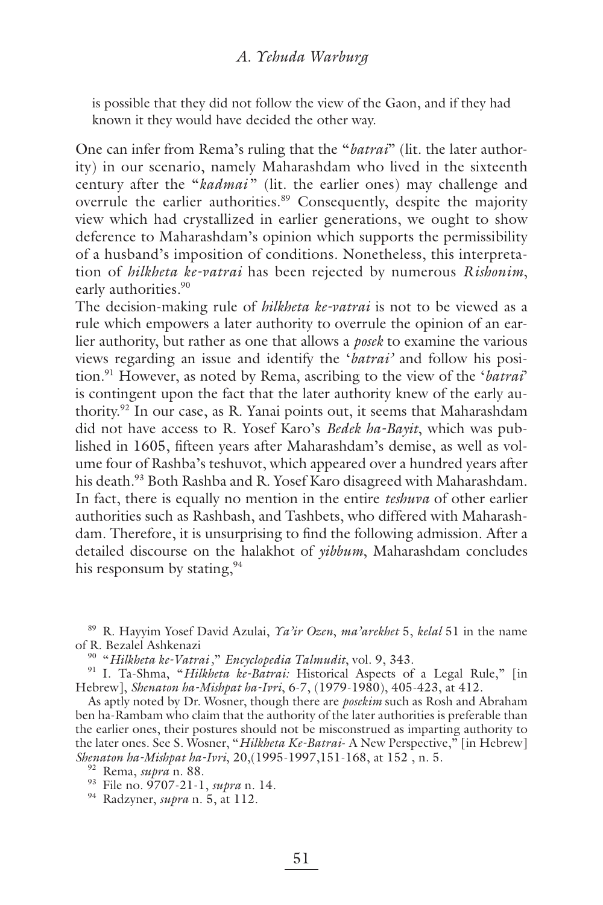is possible that they did not follow the view of the Gaon, and if they had known it they would have decided the other way.

One can infer from Rema's ruling that the "*batrai*" (lit. the later authority) in our scenario, namely Maharashdam who lived in the sixteenth century after the "*kadmai*" (lit. the earlier ones) may challenge and overrule the earlier authorities.[89] Consequently, despite the majority view which had crystallized in earlier generations, we ought to show deference to Maharashdam's opinion which supports the permissibility of a husband's imposition of conditions. Nonetheless, this interpretation of *hilkheta ke-vatrai* has been rejected by numerous *Rishonim*, early authorities.[90]

The decision-making rule of *hilkheta ke-vatrai* is not to be viewed as a rule which empowers a later authority to overrule the opinion of an earlier authority, but rather as one that allows a *posek* to examine the various views regarding an issue and identify the '*batrai'* and follow his position.[91] However, as noted by Rema, ascribing to the view of the '*batrai*' is contingent upon the fact that the later authority knew of the early authority.[92] In our case, as R. Yanai points out, it seems that Maharashdam did not have access to R. Yosef Karo's *Bedek ha-Bayit*, which was published in 1605, fifteen years after Maharashdam's demise, as well as volume four of Rashba's teshuvot, which appeared over a hundred years after his death.[93] Both Rashba and R. Yosef Karo disagreed with Maharashdam. In fact, there is equally no mention in the entire *teshuva* of other earlier authorities such as Rashbash, and Tashbets, who differed with Maharashdam. Therefore, it is unsurprising to find the following admission. After a detailed discourse on the halakhot of *yibbum*, Maharashdam concludes his responsum by stating,[94]

---

[89] R. Hayyim Yosef David Azulai, *Ya'ir Ozen*, *ma'arekhet* 5, *kelal* 51 in the name of R. Bezalel Ashkenazi

[90] "*Hilkheta ke-Vatrai*," *Encyclopedia Talmudit*, vol. 9, 343.

[91] I. Ta-Shma, "*Hilkheta ke-Batrai:* Historical Aspects of a Legal Rule," [in Hebrew], *Shenaton ha-Mishpat ha-Ivri*, 6-7, (1979-1980), 405-423, at 412.

As aptly noted by Dr. Wosner, though there are *posekim* such as Rosh and Abraham ben ha-Rambam who claim that the authority of the later authorities is preferable than the earlier ones, their postures should not be misconstrued as imparting authority to the later ones. See S. Wosner, "*Hilkheta Ke-Batrai-* A New Perspective," [in Hebrew] *Shenaton ha-Mishpat ha-Ivri*, 20,(1995-1997,151-168, at 152 , n. 5.

[92] Rema, *supra* n. 88.

[93] File no. 9707-21-1, *supra* n. 14.

[94] Radzyner, *supra* n. 5, at 112.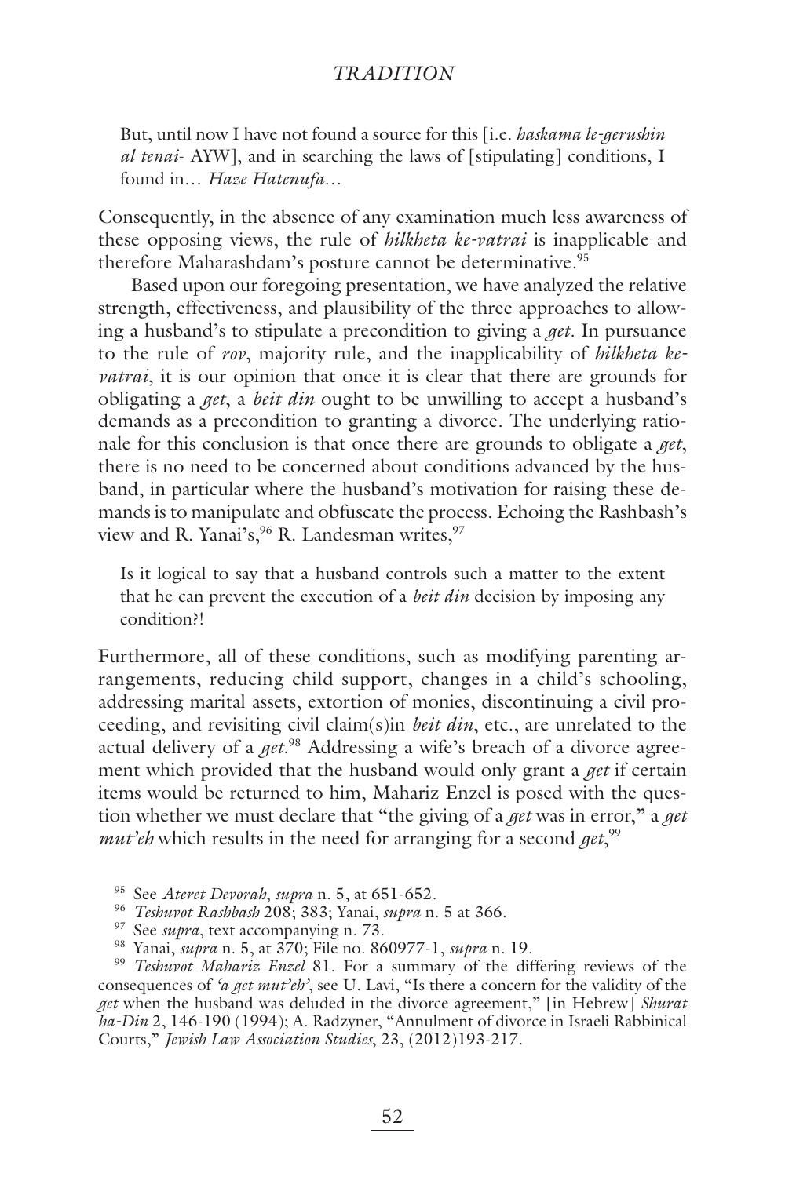> But, until now I have not found a source for this [i.e. *haskama le-gerushin al tenai*- AYW], and in searching the laws of [stipulating] conditions, I found in… *Haze Hatenufa*…

Consequently, in the absence of any examination much less awareness of these opposing views, the rule of *hilkheta ke-vatrai* is inapplicable and therefore Maharashdam's posture cannot be determinative.[95]

Based upon our foregoing presentation, we have analyzed the relative strength, effectiveness, and plausibility of the three approaches to allowing a husband's to stipulate a precondition to giving a *get*. In pursuance to the rule of *rov*, majority rule, and the inapplicability of *hilkheta ke-vatrai*, it is our opinion that once it is clear that there are grounds for obligating a *get*, a *beit din* ought to be unwilling to accept a husband's demands as a precondition to granting a divorce. The underlying rationale for this conclusion is that once there are grounds to obligate a *get*, there is no need to be concerned about conditions advanced by the husband, in particular where the husband's motivation for raising these demands is to manipulate and obfuscate the process. Echoing the Rashbash's view and R. Yanai's,[96] R. Landesman writes,[97]

> Is it logical to say that a husband controls such a matter to the extent that he can prevent the execution of a *beit din* decision by imposing any condition?!

Furthermore, all of these conditions, such as modifying parenting arrangements, reducing child support, changes in a child's schooling, addressing marital assets, extortion of monies, discontinuing a civil proceeding, and revisiting civil claim(s)in *beit din*, etc., are unrelated to the actual delivery of a *get*.[98] Addressing a wife's breach of a divorce agreement which provided that the husband would only grant a *get* if certain items would be returned to him, Mahariz Enzel is posed with the question whether we must declare that "the giving of a *get* was in error," a *get mut'eh* which results in the need for arranging for a second *get*,[99]

---

[95] See *Ateret Devorah*, *supra* n. 5, at 651-652.

[96] *Teshuvot Rashbash* 208; 383; Yanai, *supra* n. 5 at 366.

[97] See *supra*, text accompanying n. 73.

[98] Yanai, *supra* n. 5, at 370; File no. 860977-1, *supra* n. 19.

[99] *Teshuvot Mahariz Enzel* 81. For a summary of the differing reviews of the consequences of *'a get mut'eh'*, see U. Lavi, "Is there a concern for the validity of the *get* when the husband was deluded in the divorce agreement," [in Hebrew] *Shurat ha-Din* 2, 146-190 (1994); A. Radzyner, "Annulment of divorce in Israeli Rabbinical Courts," *Jewish Law Association Studies*, 23, (2012)193-217.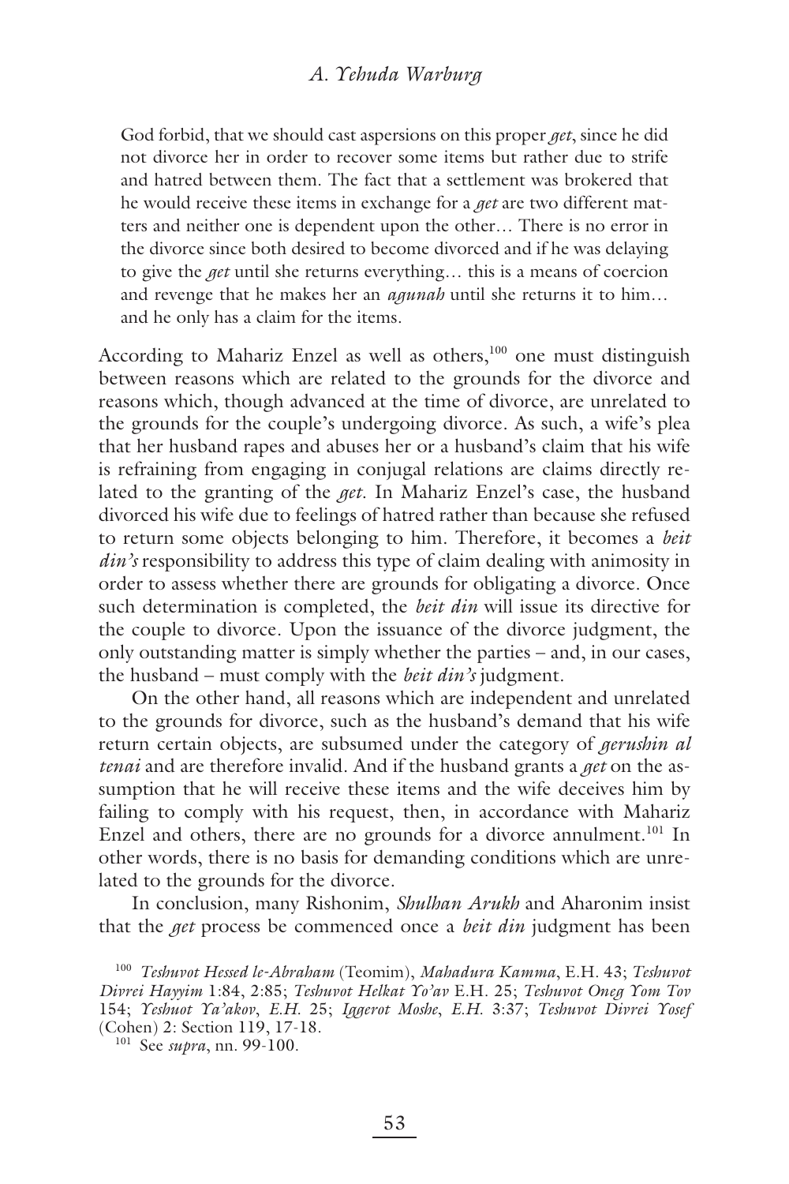God forbid, that we should cast aspersions on this proper *get*, since he did not divorce her in order to recover some items but rather due to strife and hatred between them. The fact that a settlement was brokered that he would receive these items in exchange for a *get* are two different matters and neither one is dependent upon the other… There is no error in the divorce since both desired to become divorced and if he was delaying to give the *get* until she returns everything… this is a means of coercion and revenge that he makes her an *agunah* until she returns it to him… and he only has a claim for the items.

According to Mahariz Enzel as well as others,[100] one must distinguish between reasons which are related to the grounds for the divorce and reasons which, though advanced at the time of divorce, are unrelated to the grounds for the couple's undergoing divorce. As such, a wife's plea that her husband rapes and abuses her or a husband's claim that his wife is refraining from engaging in conjugal relations are claims directly related to the granting of the *get*. In Mahariz Enzel's case, the husband divorced his wife due to feelings of hatred rather than because she refused to return some objects belonging to him. Therefore, it becomes a *beit din's* responsibility to address this type of claim dealing with animosity in order to assess whether there are grounds for obligating a divorce. Once such determination is completed, the *beit din* will issue its directive for the couple to divorce. Upon the issuance of the divorce judgment, the only outstanding matter is simply whether the parties – and, in our cases, the husband – must comply with the *beit din's* judgment.

On the other hand, all reasons which are independent and unrelated to the grounds for divorce, such as the husband's demand that his wife return certain objects, are subsumed under the category of *gerushin al tenai* and are therefore invalid. And if the husband grants a *get* on the assumption that he will receive these items and the wife deceives him by failing to comply with his request, then, in accordance with Mahariz Enzel and others, there are no grounds for a divorce annulment.[101] In other words, there is no basis for demanding conditions which are unrelated to the grounds for the divorce.

In conclusion, many Rishonim, *Shulhan Arukh* and Aharonim insist that the *get* process be commenced once a *beit din* judgment has been

---

[100] *Teshuvot Hessed le-Abraham* (Teomim), *Mahadura Kamma*, E.H. 43; *Teshuvot Divrei Hayyim* 1:84, 2:85; *Teshuvot Helkat Yo'av* E.H. 25; *Teshuvot Oneg Yom Tov* 154; *Yeshuot Ya'akov*, *E.H.* 25; *Iggerot Moshe*, *E.H.* 3:37; *Teshuvot Divrei Yosef* (Cohen) 2: Section 119, 17-18.

[101] See *supra*, nn. 99-100.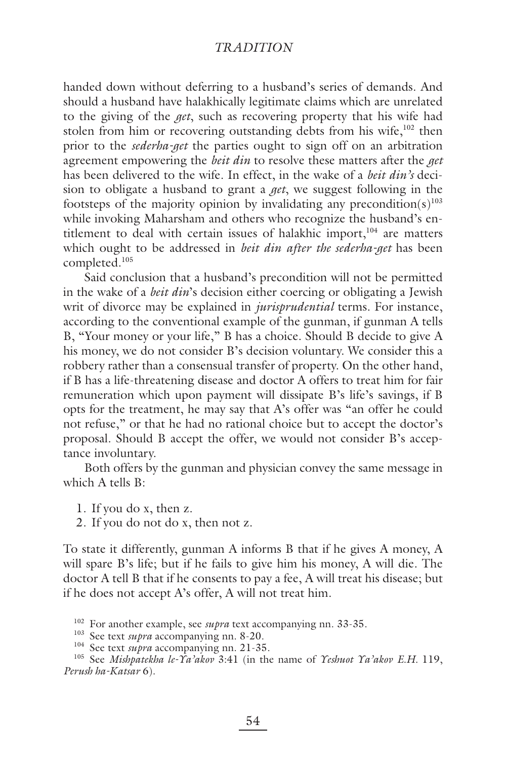handed down without deferring to a husband's series of demands. And should a husband have halakhically legitimate claims which are unrelated to the giving of the *get*, such as recovering property that his wife had stolen from him or recovering outstanding debts from his wife,[102] then prior to the *sederha-get* the parties ought to sign off on an arbitration agreement empowering the *beit din* to resolve these matters after the *get* has been delivered to the wife. In effect, in the wake of a *beit din's* decision to obligate a husband to grant a *get*, we suggest following in the footsteps of the majority opinion by invalidating any precondition(s)[103] while invoking Maharsham and others who recognize the husband's entitlement to deal with certain issues of halakhic import,[104] are matters which ought to be addressed in *beit din after the sederha-get* has been completed.[105]

Said conclusion that a husband's precondition will not be permitted in the wake of a *beit din*'s decision either coercing or obligating a Jewish writ of divorce may be explained in *jurisprudential* terms. For instance, according to the conventional example of the gunman, if gunman A tells B, "Your money or your life," B has a choice. Should B decide to give A his money, we do not consider B's decision voluntary. We consider this a robbery rather than a consensual transfer of property. On the other hand, if B has a life-threatening disease and doctor A offers to treat him for fair remuneration which upon payment will dissipate B's life's savings, if B opts for the treatment, he may say that A's offer was "an offer he could not refuse," or that he had no rational choice but to accept the doctor's proposal. Should B accept the offer, we would not consider B's acceptance involuntary.

Both offers by the gunman and physician convey the same message in which A tells B:

1. If you do x, then z.
2. If you do not do x, then not z.

To state it differently, gunman A informs B that if he gives A money, A will spare B's life; but if he fails to give him his money, A will die. The doctor A tell B that if he consents to pay a fee, A will treat his disease; but if he does not accept A's offer, A will not treat him.

[102] For another example, see *supra* text accompanying nn. 33-35.

[103] See text *supra* accompanying nn. 8-20.

[104] See text *supra* accompanying nn. 21-35.

[105] See *Mishpatekha le-Ya'akov* 3:41 (in the name of *Yeshuot Ya'akov E.H.* 119, *Perush ha-Katsar* 6).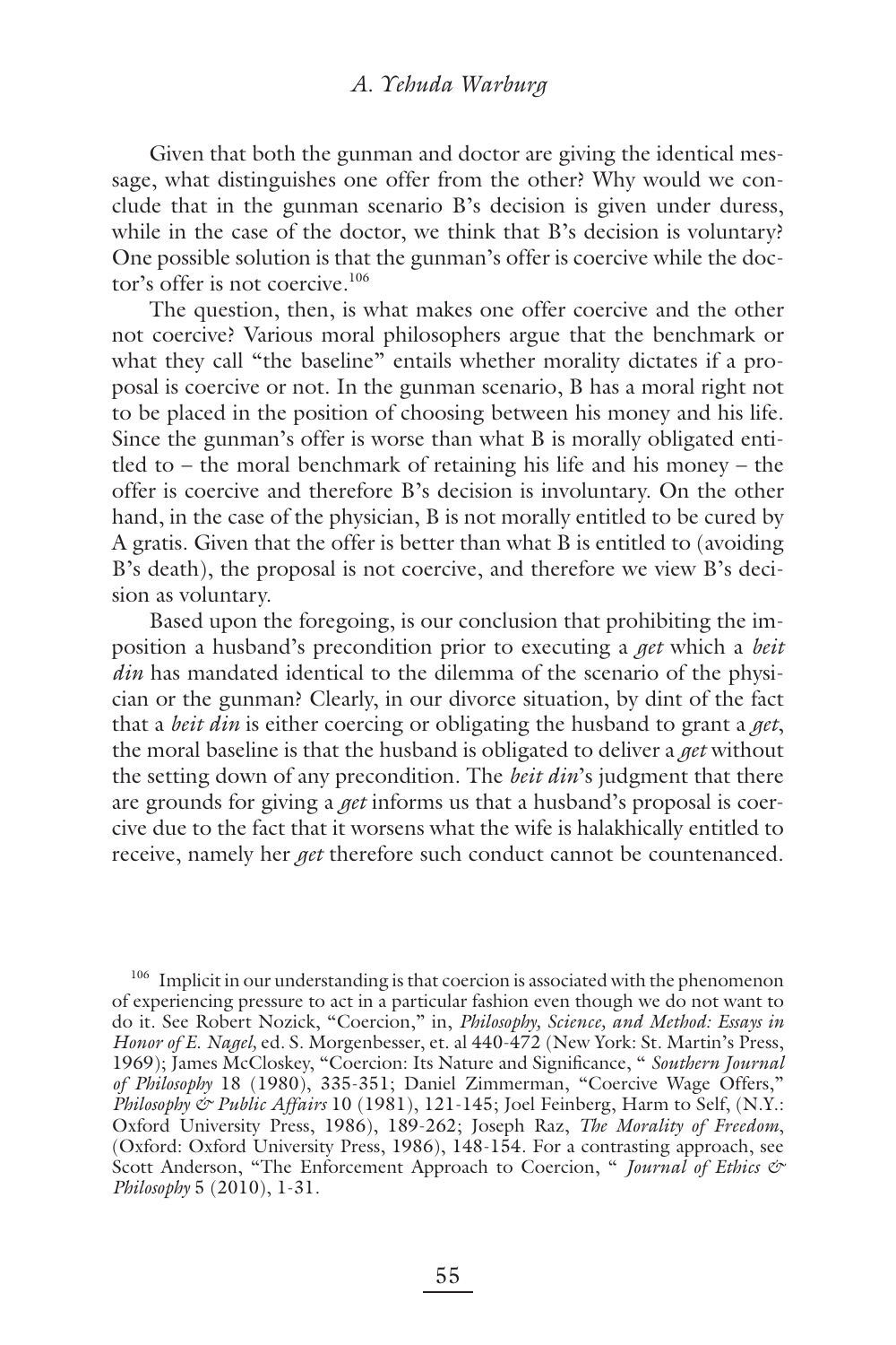Given that both the gunman and doctor are giving the identical message, what distinguishes one offer from the other? Why would we conclude that in the gunman scenario B's decision is given under duress, while in the case of the doctor, we think that B's decision is voluntary? One possible solution is that the gunman's offer is coercive while the doctor's offer is not coercive.[106]

The question, then, is what makes one offer coercive and the other not coercive? Various moral philosophers argue that the benchmark or what they call "the baseline" entails whether morality dictates if a proposal is coercive or not. In the gunman scenario, B has a moral right not to be placed in the position of choosing between his money and his life. Since the gunman's offer is worse than what B is morally obligated entitled to – the moral benchmark of retaining his life and his money – the offer is coercive and therefore B's decision is involuntary. On the other hand, in the case of the physician, B is not morally entitled to be cured by A gratis. Given that the offer is better than what B is entitled to (avoiding B's death), the proposal is not coercive, and therefore we view B's decision as voluntary.

Based upon the foregoing, is our conclusion that prohibiting the imposition a husband's precondition prior to executing a *get* which a *beit din* has mandated identical to the dilemma of the scenario of the physician or the gunman? Clearly, in our divorce situation, by dint of the fact that a *beit din* is either coercing or obligating the husband to grant a *get*, the moral baseline is that the husband is obligated to deliver a *get* without the setting down of any precondition. The *beit din*'s judgment that there are grounds for giving a *get* informs us that a husband's proposal is coercive due to the fact that it worsens what the wife is halakhically entitled to receive, namely her *get* therefore such conduct cannot be countenanced.

[106] Implicit in our understanding is that coercion is associated with the phenomenon of experiencing pressure to act in a particular fashion even though we do not want to do it. See Robert Nozick, "Coercion," in, *Philosophy, Science, and Method: Essays in Honor of E. Nagel,* ed. S. Morgenbesser, et. al 440-472 (New York: St. Martin's Press, 1969); James McCloskey, "Coercion: Its Nature and Significance, " *Southern Journal of Philosophy* 18 (1980), 335-351; Daniel Zimmerman, "Coercive Wage Offers," *Philosophy & Public Affairs* 10 (1981), 121-145; Joel Feinberg, Harm to Self, (N.Y.: Oxford University Press, 1986), 189-262; Joseph Raz, *The Morality of Freedom*, (Oxford: Oxford University Press, 1986), 148-154. For a contrasting approach, see Scott Anderson, "The Enforcement Approach to Coercion, " *Journal of Ethics & Philosophy* 5 (2010), 1-31.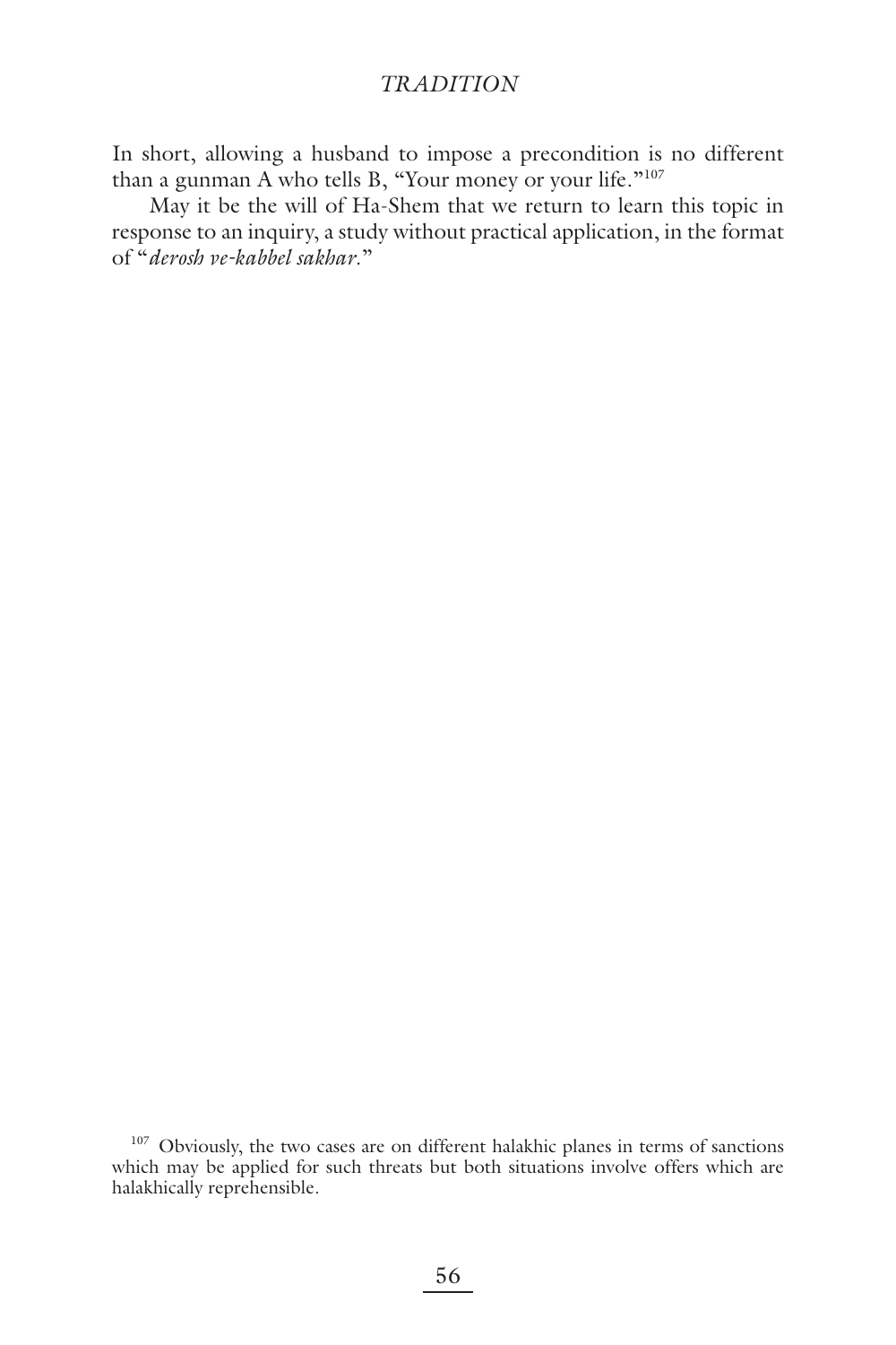In short, allowing a husband to impose a precondition is no different than a gunman A who tells B, "Your money or your life."[107]

May it be the will of Ha-Shem that we return to learn this topic in response to an inquiry, a study without practical application, in the format of "*derosh ve-kabbel sakhar.*"

[107] Obviously, the two cases are on different halakhic planes in terms of sanctions which may be applied for such threats but both situations involve offers which are halakhically reprehensible.